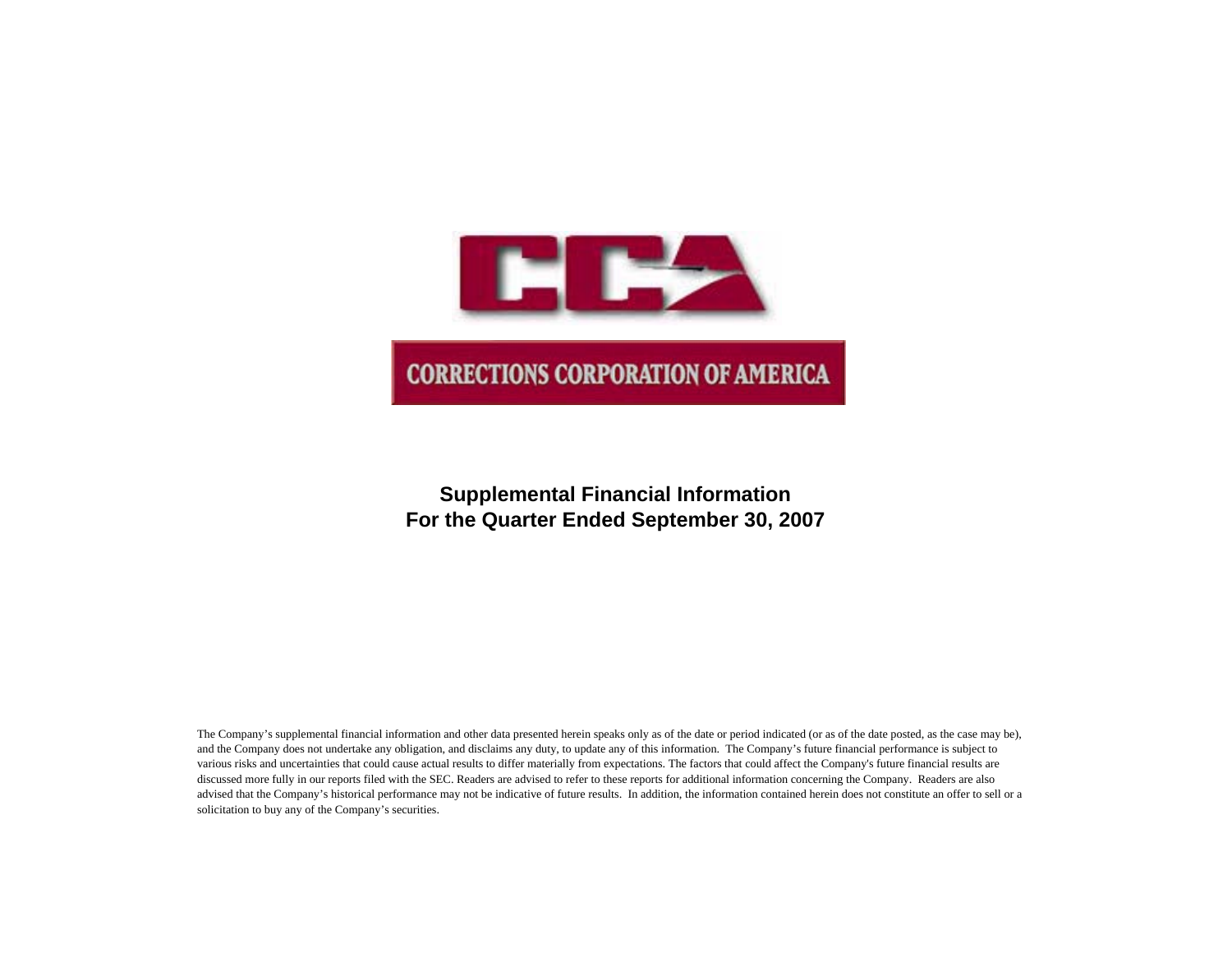CCA

CORRECTIONS CORPORATION OF AMERICA

# Supplemental Financial Information
# For the Quarter Ended September 30, 2007

The Company's supplemental financial information and other data presented herein speaks only as of the date or period indicated (or as of the date posted, as the case may be), and the Company does not undertake any obligation, and disclaims any duty, to update any of this information. The Company's future financial performance is subject to various risks and uncertainties that could cause actual results to differ materially from expectations. The factors that could affect the Company's future financial results are discussed more fully in our reports filed with the SEC. Readers are advised to refer to these reports for additional information concerning the Company. Readers are also advised that the Company's historical performance may not be indicative of future results. In addition, the information contained herein does not constitute an offer to sell or a solicitation to buy any of the Company's securities.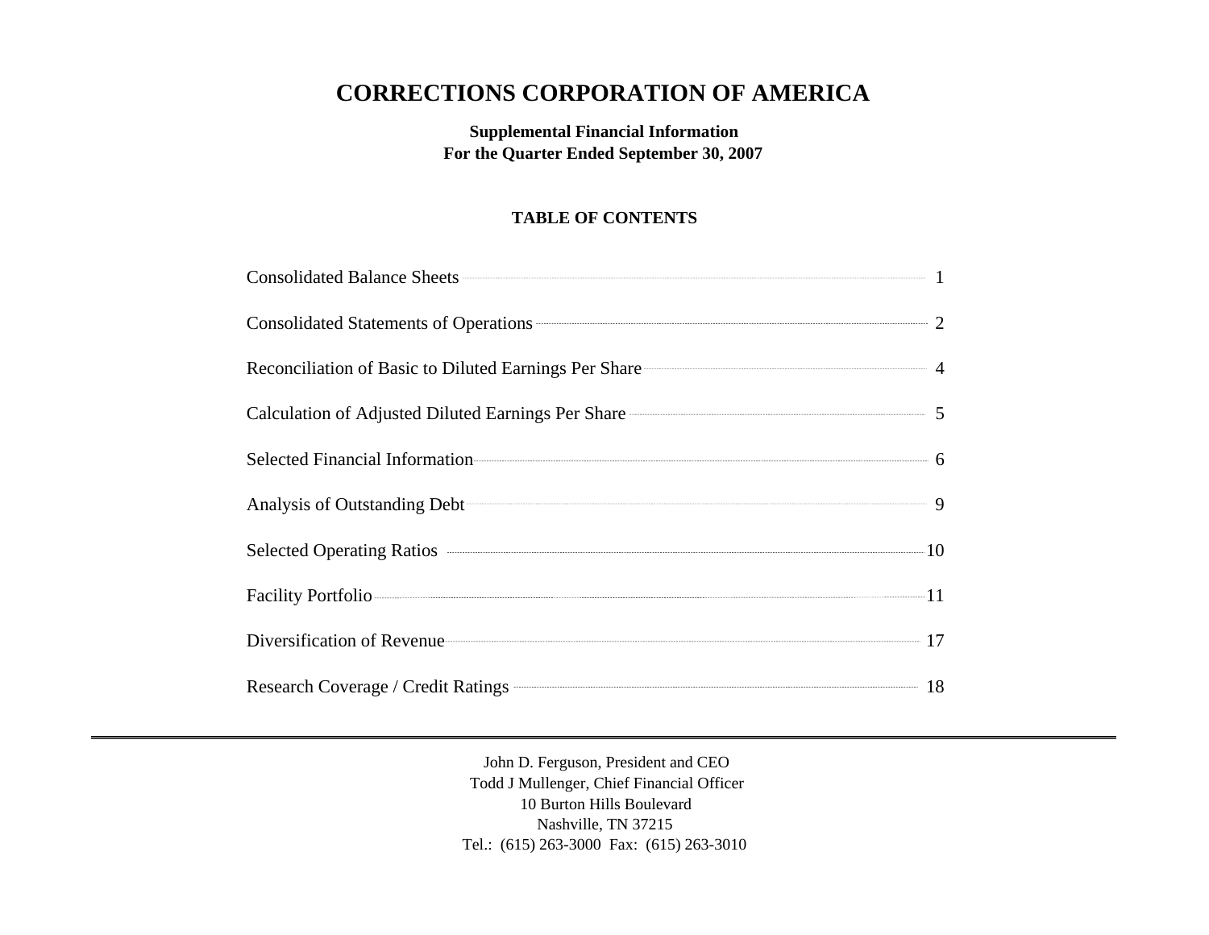# CORRECTIONS CORPORATION OF AMERICA

**Supplemental Financial Information**
**For the Quarter Ended September 30, 2007**

**TABLE OF CONTENTS**

| | |
|---|---|
| Consolidated Balance Sheets | 1 |
| Consolidated Statements of Operations | 2 |
| Reconciliation of Basic to Diluted Earnings Per Share | 4 |
| Calculation of Adjusted Diluted Earnings Per Share | 5 |
| Selected Financial Information | 6 |
| Analysis of Outstanding Debt | 9 |
| Selected Operating Ratios | 10 |
| Facility Portfolio | 11 |
| Diversification of Revenue | 17 |
| Research Coverage / Credit Ratings | 18 |

---

John D. Ferguson, President and CEO
Todd J Mullenger, Chief Financial Officer
10 Burton Hills Boulevard
Nashville, TN 37215
Tel.: (615) 263-3000 Fax: (615) 263-3010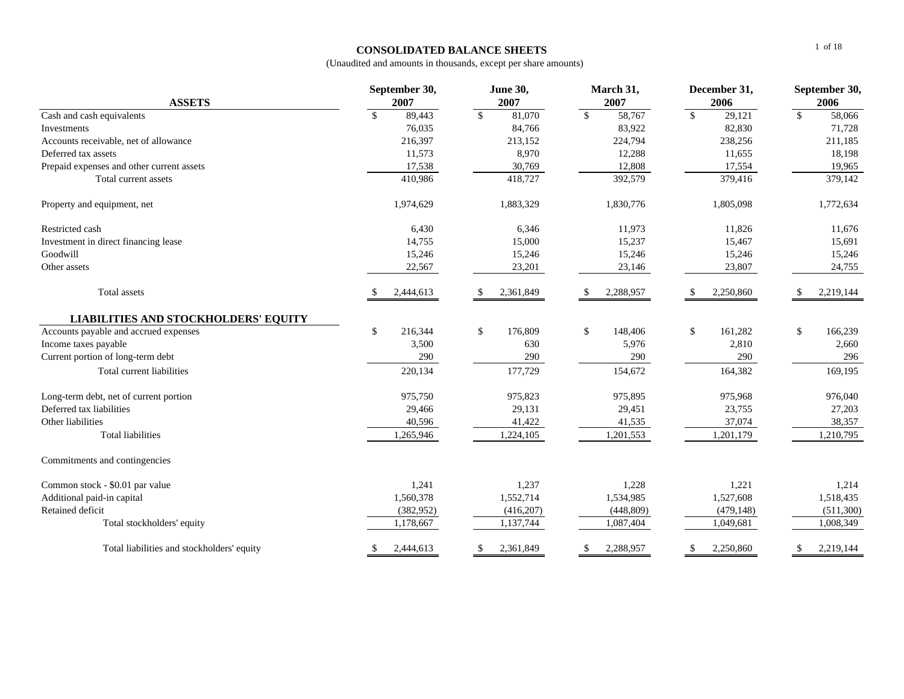## CONSOLIDATED BALANCE SHEETS

(Unaudited and amounts in thousands, except per share amounts)

| ASSETS | September 30, 2007 | June 30, 2007 | March 31, 2007 | December 31, 2006 | September 30, 2006 |
|---|---|---|---|---|---|
| Cash and cash equivalents | $ 89,443 | $ 81,070 | $ 58,767 | $ 29,121 | $ 58,066 |
| Investments | 76,035 | 84,766 | 83,922 | 82,830 | 71,728 |
| Accounts receivable, net of allowance | 216,397 | 213,152 | 224,794 | 238,256 | 211,185 |
| Deferred tax assets | 11,573 | 8,970 | 12,288 | 11,655 | 18,198 |
| Prepaid expenses and other current assets | 17,538 | 30,769 | 12,808 | 17,554 | 19,965 |
| Total current assets | 410,986 | 418,727 | 392,579 | 379,416 | 379,142 |
| Property and equipment, net | 1,974,629 | 1,883,329 | 1,830,776 | 1,805,098 | 1,772,634 |
| Restricted cash | 6,430 | 6,346 | 11,973 | 11,826 | 11,676 |
| Investment in direct financing lease | 14,755 | 15,000 | 15,237 | 15,467 | 15,691 |
| Goodwill | 15,246 | 15,246 | 15,246 | 15,246 | 15,246 |
| Other assets | 22,567 | 23,201 | 23,146 | 23,807 | 24,755 |
| Total assets | $ 2,444,613 | $ 2,361,849 | $ 2,288,957 | $ 2,250,860 | $ 2,219,144 |
| **LIABILITIES AND STOCKHOLDERS' EQUITY** | | | | | |
| Accounts payable and accrued expenses | $ 216,344 | $ 176,809 | $ 148,406 | $ 161,282 | $ 166,239 |
| Income taxes payable | 3,500 | 630 | 5,976 | 2,810 | 2,660 |
| Current portion of long-term debt | 290 | 290 | 290 | 290 | 296 |
| Total current liabilities | 220,134 | 177,729 | 154,672 | 164,382 | 169,195 |
| Long-term debt, net of current portion | 975,750 | 975,823 | 975,895 | 975,968 | 976,040 |
| Deferred tax liabilities | 29,466 | 29,131 | 29,451 | 23,755 | 27,203 |
| Other liabilities | 40,596 | 41,422 | 41,535 | 37,074 | 38,357 |
| Total liabilities | 1,265,946 | 1,224,105 | 1,201,553 | 1,201,179 | 1,210,795 |
| Commitments and contingencies | | | | | |
| Common stock - $0.01 par value | 1,241 | 1,237 | 1,228 | 1,221 | 1,214 |
| Additional paid-in capital | 1,560,378 | 1,552,714 | 1,534,985 | 1,527,608 | 1,518,435 |
| Retained deficit | (382,952) | (416,207) | (448,809) | (479,148) | (511,300) |
| Total stockholders' equity | 1,178,667 | 1,137,744 | 1,087,404 | 1,049,681 | 1,008,349 |
| Total liabilities and stockholders' equity | $ 2,444,613 | $ 2,361,849 | $ 2,288,957 | $ 2,250,860 | $ 2,219,144 |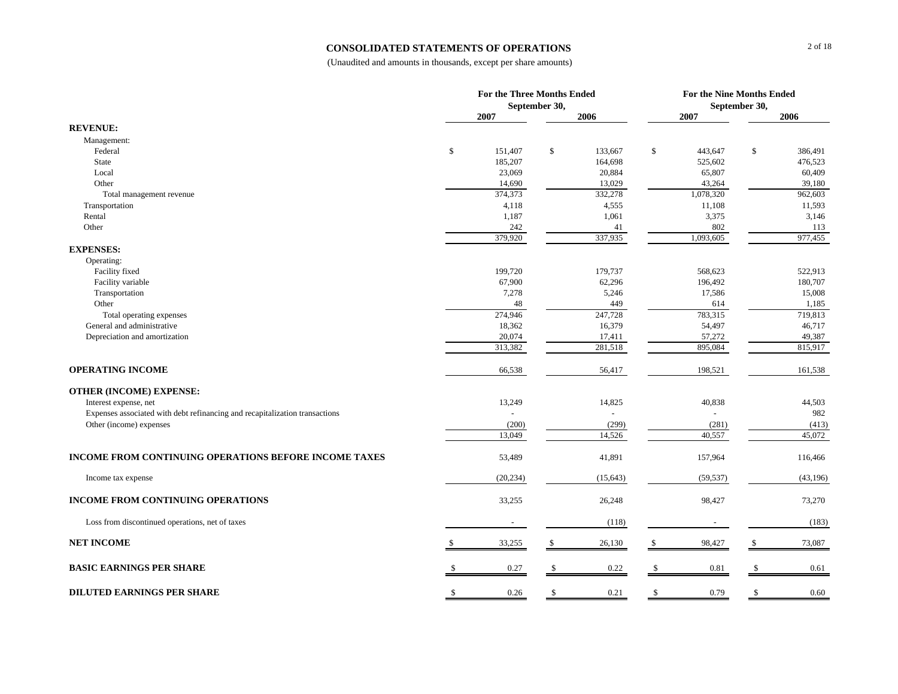## CONSOLIDATED STATEMENTS OF OPERATIONS

(Unaudited and amounts in thousands, except per share amounts)

| | For the Three Months Ended September 30, | | For the Nine Months Ended September 30, | |
|---|---|---|---|---|
| | 2007 | 2006 | 2007 | 2006 |
| **REVENUE:** | | | | |
| Management: | | | | |
| Federal | $ 151,407 | $ 133,667 | $ 443,647 | $ 386,491 |
| State | 185,207 | 164,698 | 525,602 | 476,523 |
| Local | 23,069 | 20,884 | 65,807 | 60,409 |
| Other | 14,690 | 13,029 | 43,264 | 39,180 |
| Total management revenue | 374,373 | 332,278 | 1,078,320 | 962,603 |
| Transportation | 4,118 | 4,555 | 11,108 | 11,593 |
| Rental | 1,187 | 1,061 | 3,375 | 3,146 |
| Other | 242 | 41 | 802 | 113 |
| | 379,920 | 337,935 | 1,093,605 | 977,455 |
| **EXPENSES:** | | | | |
| Operating: | | | | |
| Facility fixed | 199,720 | 179,737 | 568,623 | 522,913 |
| Facility variable | 67,900 | 62,296 | 196,492 | 180,707 |
| Transportation | 7,278 | 5,246 | 17,586 | 15,008 |
| Other | 48 | 449 | 614 | 1,185 |
| Total operating expenses | 274,946 | 247,728 | 783,315 | 719,813 |
| General and administrative | 18,362 | 16,379 | 54,497 | 46,717 |
| Depreciation and amortization | 20,074 | 17,411 | 57,272 | 49,387 |
| | 313,382 | 281,518 | 895,084 | 815,917 |
| **OPERATING INCOME** | 66,538 | 56,417 | 198,521 | 161,538 |
| **OTHER (INCOME) EXPENSE:** | | | | |
| Interest expense, net | 13,249 | 14,825 | 40,838 | 44,503 |
| Expenses associated with debt refinancing and recapitalization transactions | - | - | - | 982 |
| Other (income) expenses | (200) | (299) | (281) | (413) |
| | 13,049 | 14,526 | 40,557 | 45,072 |
| **INCOME FROM CONTINUING OPERATIONS BEFORE INCOME TAXES** | 53,489 | 41,891 | 157,964 | 116,466 |
| Income tax expense | (20,234) | (15,643) | (59,537) | (43,196) |
| **INCOME FROM CONTINUING OPERATIONS** | 33,255 | 26,248 | 98,427 | 73,270 |
| Loss from discontinued operations, net of taxes | - | (118) | - | (183) |
| **NET INCOME** | $ 33,255 | $ 26,130 | $ 98,427 | $ 73,087 |
| **BASIC EARNINGS PER SHARE** | $ 0.27 | $ 0.22 | $ 0.81 | $ 0.61 |
| **DILUTED EARNINGS PER SHARE** | $ 0.26 | $ 0.21 | $ 0.79 | $ 0.60 |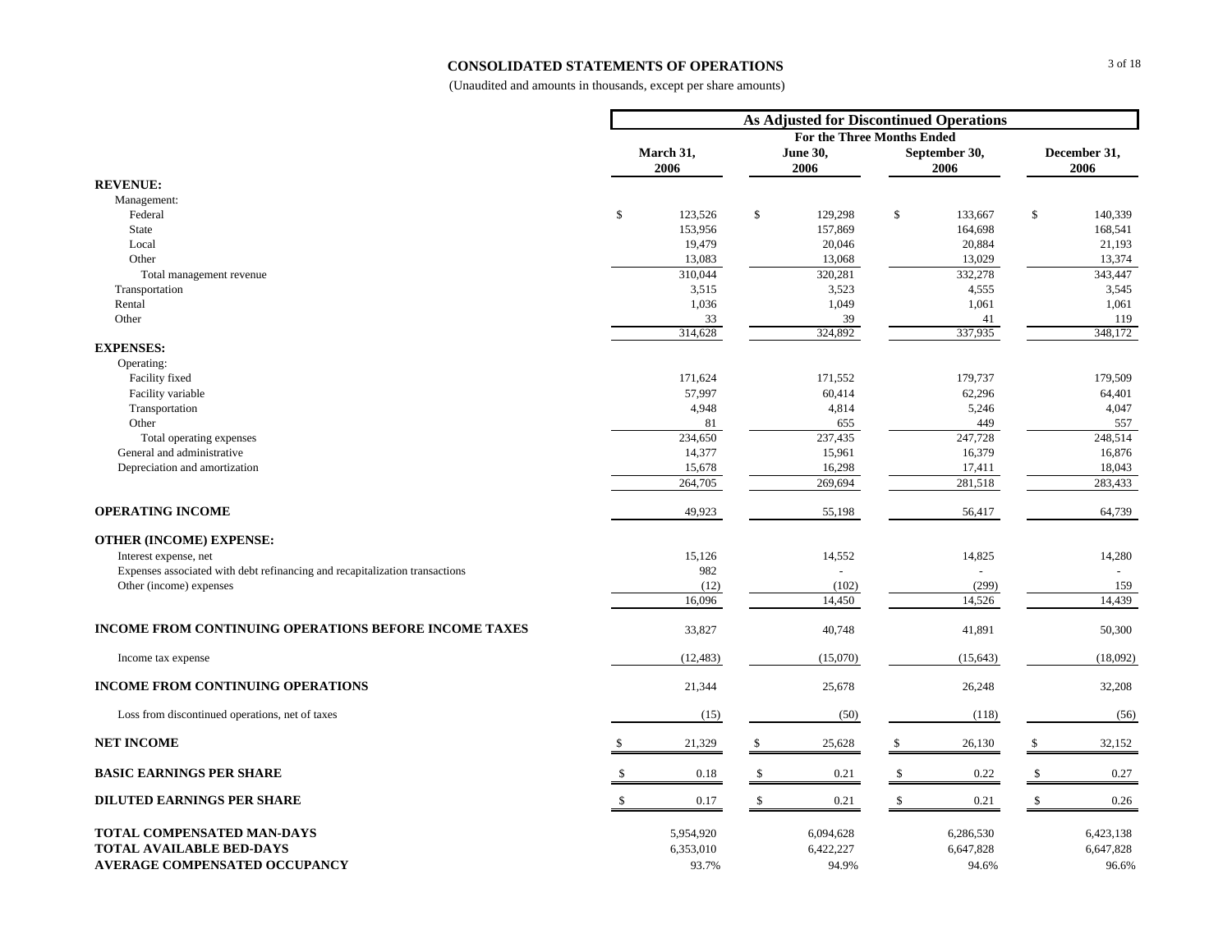# CONSOLIDATED STATEMENTS OF OPERATIONS

(Unaudited and amounts in thousands, except per share amounts)

| | As Adjusted for Discontinued Operations | | | |
|---|---|---|---|---|
| | For the Three Months Ended | | | |
| | March 31, 2006 | June 30, 2006 | September 30, 2006 | December 31, 2006 |
| **REVENUE:** | | | | |
| Management: | | | | |
| Federal | $ 123,526 | $ 129,298 | $ 133,667 | $ 140,339 |
| State | 153,956 | 157,869 | 164,698 | 168,541 |
| Local | 19,479 | 20,046 | 20,884 | 21,193 |
| Other | 13,083 | 13,068 | 13,029 | 13,374 |
| Total management revenue | 310,044 | 320,281 | 332,278 | 343,447 |
| Transportation | 3,515 | 3,523 | 4,555 | 3,545 |
| Rental | 1,036 | 1,049 | 1,061 | 1,061 |
| Other | 33 | 39 | 41 | 119 |
| | 314,628 | 324,892 | 337,935 | 348,172 |
| **EXPENSES:** | | | | |
| Operating: | | | | |
| Facility fixed | 171,624 | 171,552 | 179,737 | 179,509 |
| Facility variable | 57,997 | 60,414 | 62,296 | 64,401 |
| Transportation | 4,948 | 4,814 | 5,246 | 4,047 |
| Other | 81 | 655 | 449 | 557 |
| Total operating expenses | 234,650 | 237,435 | 247,728 | 248,514 |
| General and administrative | 14,377 | 15,961 | 16,379 | 16,876 |
| Depreciation and amortization | 15,678 | 16,298 | 17,411 | 18,043 |
| | 264,705 | 269,694 | 281,518 | 283,433 |
| **OPERATING INCOME** | 49,923 | 55,198 | 56,417 | 64,739 |
| **OTHER (INCOME) EXPENSE:** | | | | |
| Interest expense, net | 15,126 | 14,552 | 14,825 | 14,280 |
| Expenses associated with debt refinancing and recapitalization transactions | 982 | - | - | - |
| Other (income) expenses | (12) | (102) | (299) | 159 |
| | 16,096 | 14,450 | 14,526 | 14,439 |
| **INCOME FROM CONTINUING OPERATIONS BEFORE INCOME TAXES** | 33,827 | 40,748 | 41,891 | 50,300 |
| Income tax expense | (12,483) | (15,070) | (15,643) | (18,092) |
| **INCOME FROM CONTINUING OPERATIONS** | 21,344 | 25,678 | 26,248 | 32,208 |
| Loss from discontinued operations, net of taxes | (15) | (50) | (118) | (56) |
| **NET INCOME** | $ 21,329 | $ 25,628 | $ 26,130 | $ 32,152 |
| **BASIC EARNINGS PER SHARE** | $ 0.18 | $ 0.21 | $ 0.22 | $ 0.27 |
| **DILUTED EARNINGS PER SHARE** | $ 0.17 | $ 0.21 | $ 0.21 | $ 0.26 |
| **TOTAL COMPENSATED MAN-DAYS** | 5,954,920 | 6,094,628 | 6,286,530 | 6,423,138 |
| **TOTAL AVAILABLE BED-DAYS** | 6,353,010 | 6,422,227 | 6,647,828 | 6,647,828 |
| **AVERAGE COMPENSATED OCCUPANCY** | 93.7% | 94.9% | 94.6% | 96.6% |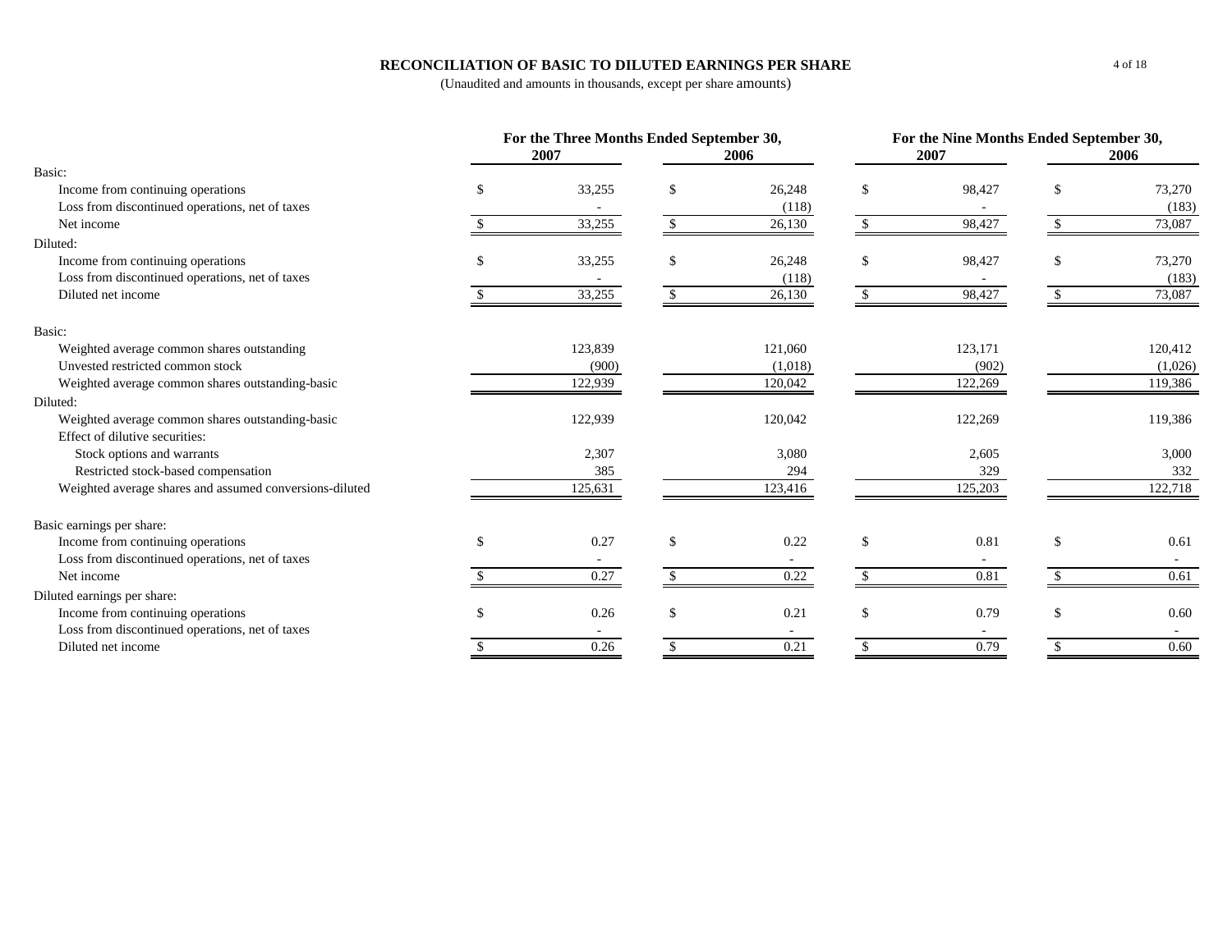# RECONCILIATION OF BASIC TO DILUTED EARNINGS PER SHARE

(Unaudited and amounts in thousands, except per share amounts)

| | For the Three Months Ended September 30, | | For the Nine Months Ended September 30, | |
|---|---|---|---|---|
| | 2007 | 2006 | 2007 | 2006 |
| Basic: | | | | |
| Income from continuing operations | $ 33,255 | $ 26,248 | $ 98,427 | $ 73,270 |
| Loss from discontinued operations, net of taxes | - | (118) | - | (183) |
| Net income | $ 33,255 | $ 26,130 | $ 98,427 | $ 73,087 |
| Diluted: | | | | |
| Income from continuing operations | $ 33,255 | $ 26,248 | $ 98,427 | $ 73,270 |
| Loss from discontinued operations, net of taxes | - | (118) | - | (183) |
| Diluted net income | $ 33,255 | $ 26,130 | $ 98,427 | $ 73,087 |
| Basic: | | | | |
| Weighted average common shares outstanding | 123,839 | 121,060 | 123,171 | 120,412 |
| Unvested restricted common stock | (900) | (1,018) | (902) | (1,026) |
| Weighted average common shares outstanding-basic | 122,939 | 120,042 | 122,269 | 119,386 |
| Diluted: | | | | |
| Weighted average common shares outstanding-basic | 122,939 | 120,042 | 122,269 | 119,386 |
| Effect of dilutive securities: | | | | |
| Stock options and warrants | 2,307 | 3,080 | 2,605 | 3,000 |
| Restricted stock-based compensation | 385 | 294 | 329 | 332 |
| Weighted average shares and assumed conversions-diluted | 125,631 | 123,416 | 125,203 | 122,718 |
| Basic earnings per share: | | | | |
| Income from continuing operations | $ 0.27 | $ 0.22 | $ 0.81 | $ 0.61 |
| Loss from discontinued operations, net of taxes | - | - | - | - |
| Net income | $ 0.27 | $ 0.22 | $ 0.81 | $ 0.61 |
| Diluted earnings per share: | | | | |
| Income from continuing operations | $ 0.26 | $ 0.21 | $ 0.79 | $ 0.60 |
| Loss from discontinued operations, net of taxes | - | - | - | - |
| Diluted net income | $ 0.26 | $ 0.21 | $ 0.79 | $ 0.60 |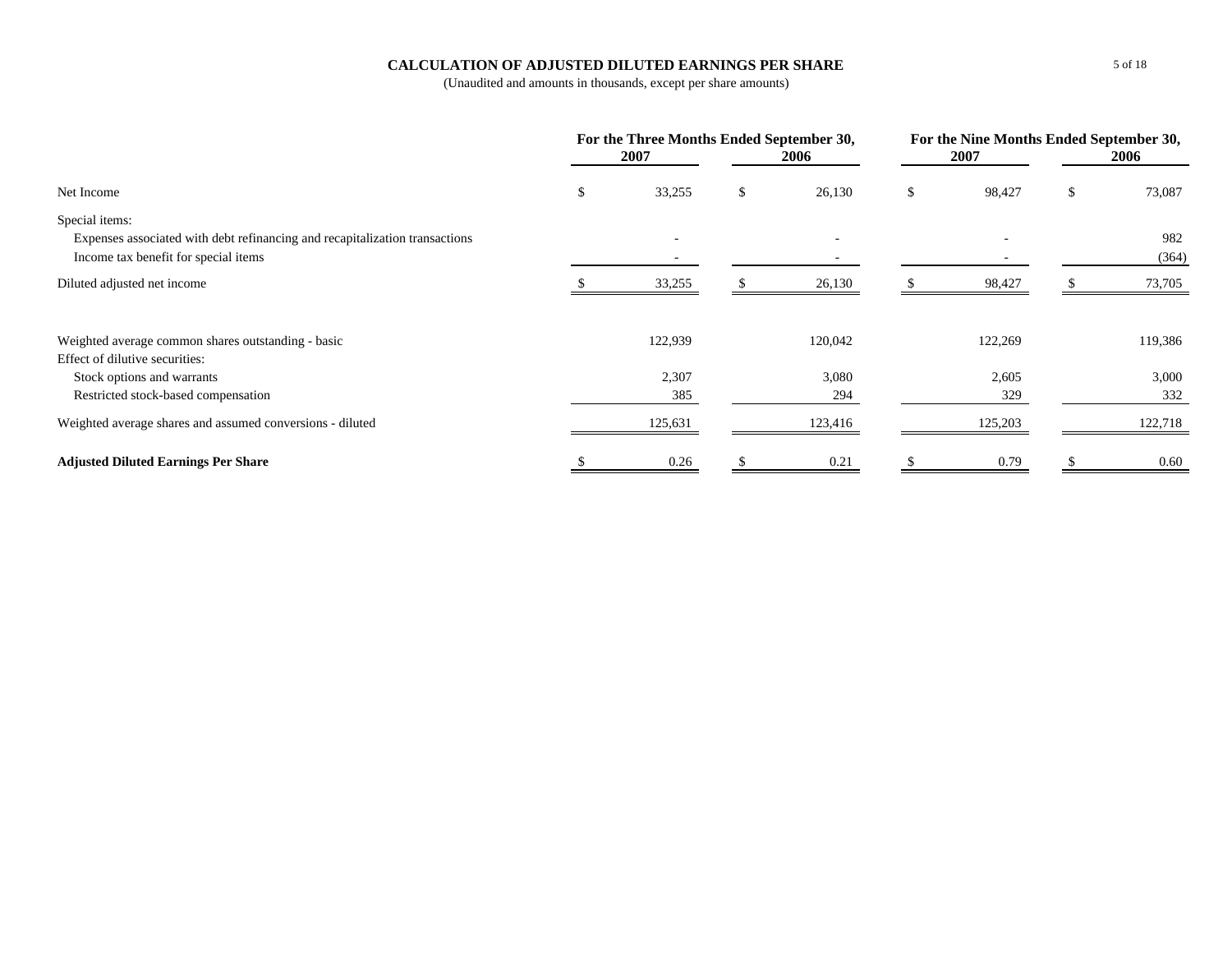**CALCULATION OF ADJUSTED DILUTED EARNINGS PER SHARE**

(Unaudited and amounts in thousands, except per share amounts)

| | For the Three Months Ended September 30, | | For the Nine Months Ended September 30, | |
|---|---|---|---|---|
| | 2007 | 2006 | 2007 | 2006 |
| Net Income | $ 33,255 | $ 26,130 | $ 98,427 | $ 73,087 |
| Special items: | | | | |
| Expenses associated with debt refinancing and recapitalization transactions | - | - | - | 982 |
| Income tax benefit for special items | - | - | - | (364) |
| Diluted adjusted net income | $ 33,255 | $ 26,130 | $ 98,427 | $ 73,705 |
| | | | | |
| Weighted average common shares outstanding - basic | 122,939 | 120,042 | 122,269 | 119,386 |
| Effect of dilutive securities: | | | | |
| Stock options and warrants | 2,307 | 3,080 | 2,605 | 3,000 |
| Restricted stock-based compensation | 385 | 294 | 329 | 332 |
| Weighted average shares and assumed conversions - diluted | 125,631 | 123,416 | 125,203 | 122,718 |
| | | | | |
| **Adjusted Diluted Earnings Per Share** | $ 0.26 | $ 0.21 | $ 0.79 | $ 0.60 |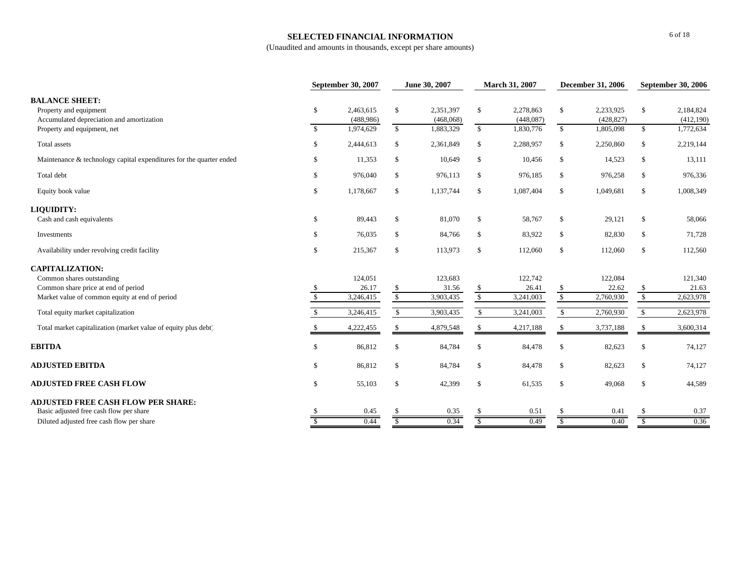# SELECTED FINANCIAL INFORMATION

(Unaudited and amounts in thousands, except per share amounts)

| | September 30, 2007 | June 30, 2007 | March 31, 2007 | December 31, 2006 | September 30, 2006 |
|---|---|---|---|---|---|
| **BALANCE SHEET:** | | | | | |
| Property and equipment | $ 2,463,615 | $ 2,351,397 | $ 2,278,863 | $ 2,233,925 | $ 2,184,824 |
| Accumulated depreciation and amortization | (488,986) | (468,068) | (448,087) | (428,827) | (412,190) |
| Property and equipment, net | $ 1,974,629 | $ 1,883,329 | $ 1,830,776 | $ 1,805,098 | $ 1,772,634 |
| Total assets | $ 2,444,613 | $ 2,361,849 | $ 2,288,957 | $ 2,250,860 | $ 2,219,144 |
| Maintenance & technology capital expenditures for the quarter ended | $ 11,353 | $ 10,649 | $ 10,456 | $ 14,523 | $ 13,111 |
| Total debt | $ 976,040 | $ 976,113 | $ 976,185 | $ 976,258 | $ 976,336 |
| Equity book value | $ 1,178,667 | $ 1,137,744 | $ 1,087,404 | $ 1,049,681 | $ 1,008,349 |
| **LIQUIDITY:** | | | | | |
| Cash and cash equivalents | $ 89,443 | $ 81,070 | $ 58,767 | $ 29,121 | $ 58,066 |
| Investments | $ 76,035 | $ 84,766 | $ 83,922 | $ 82,830 | $ 71,728 |
| Availability under revolving credit facility | $ 215,367 | $ 113,973 | $ 112,060 | $ 112,060 | $ 112,560 |
| **CAPITALIZATION:** | | | | | |
| Common shares outstanding | 124,051 | 123,683 | 122,742 | 122,084 | 121,340 |
| Common share price at end of period | $ 26.17 | $ 31.56 | $ 26.41 | $ 22.62 | $ 21.63 |
| Market value of common equity at end of period | $ 3,246,415 | $ 3,903,435 | $ 3,241,003 | $ 2,760,930 | $ 2,623,978 |
| Total equity market capitalization | $ 3,246,415 | $ 3,903,435 | $ 3,241,003 | $ 2,760,930 | $ 2,623,978 |
| Total market capitalization (market value of equity plus debt) | $ 4,222,455 | $ 4,879,548 | $ 4,217,188 | $ 3,737,188 | $ 3,600,314 |
| **EBITDA** | $ 86,812 | $ 84,784 | $ 84,478 | $ 82,623 | $ 74,127 |
| **ADJUSTED EBITDA** | $ 86,812 | $ 84,784 | $ 84,478 | $ 82,623 | $ 74,127 |
| **ADJUSTED FREE CASH FLOW** | $ 55,103 | $ 42,399 | $ 61,535 | $ 49,068 | $ 44,589 |
| **ADJUSTED FREE CASH FLOW PER SHARE:** | | | | | |
| Basic adjusted free cash flow per share | $ 0.45 | $ 0.35 | $ 0.51 | $ 0.41 | $ 0.37 |
| Diluted adjusted free cash flow per share | $ 0.44 | $ 0.34 | $ 0.49 | $ 0.40 | $ 0.36 |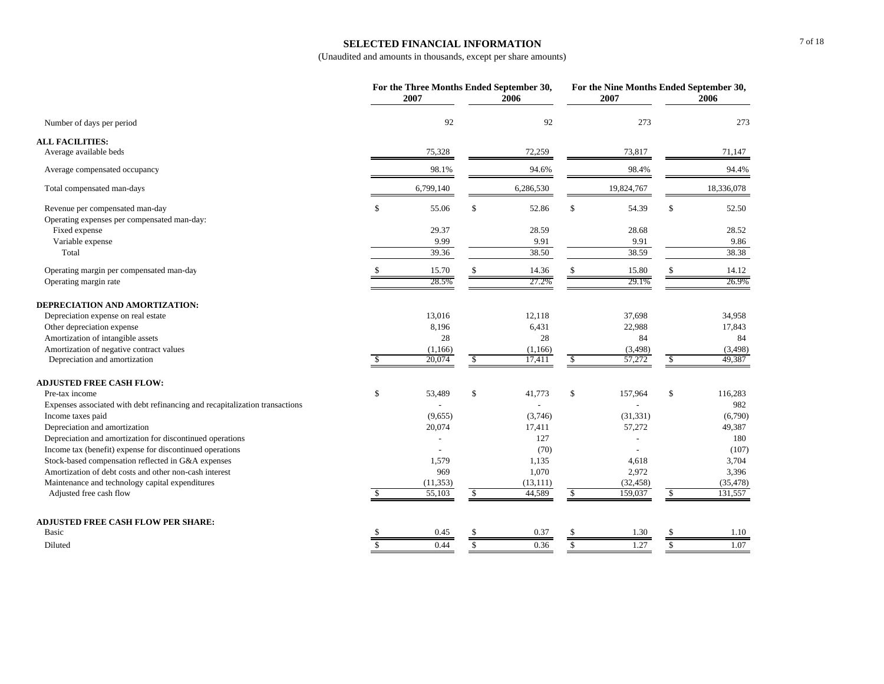# SELECTED FINANCIAL INFORMATION

(Unaudited and amounts in thousands, except per share amounts)

| | For the Three Months Ended September 30, | | For the Nine Months Ended September 30, | |
|---|---|---|---|---|
| | 2007 | 2006 | 2007 | 2006 |
| Number of days per period | 92 | 92 | 273 | 273 |
| **ALL FACILITIES:** | | | | |
| Average available beds | 75,328 | 72,259 | 73,817 | 71,147 |
| Average compensated occupancy | 98.1% | 94.6% | 98.4% | 94.4% |
| Total compensated man-days | 6,799,140 | 6,286,530 | 19,824,767 | 18,336,078 |
| Revenue per compensated man-day | $ 55.06 | $ 52.86 | $ 54.39 | $ 52.50 |
| Operating expenses per compensated man-day: | | | | |
| Fixed expense | 29.37 | 28.59 | 28.68 | 28.52 |
| Variable expense | 9.99 | 9.91 | 9.91 | 9.86 |
| Total | 39.36 | 38.50 | 38.59 | 38.38 |
| Operating margin per compensated man-day | $ 15.70 | $ 14.36 | $ 15.80 | $ 14.12 |
| Operating margin rate | 28.5% | 27.2% | 29.1% | 26.9% |
| **DEPRECIATION AND AMORTIZATION:** | | | | |
| Depreciation expense on real estate | 13,016 | 12,118 | 37,698 | 34,958 |
| Other depreciation expense | 8,196 | 6,431 | 22,988 | 17,843 |
| Amortization of intangible assets | 28 | 28 | 84 | 84 |
| Amortization of negative contract values | (1,166) | (1,166) | (3,498) | (3,498) |
| Depreciation and amortization | $ 20,074 | $ 17,411 | $ 57,272 | $ 49,387 |
| **ADJUSTED FREE CASH FLOW:** | | | | |
| Pre-tax income | $ 53,489 | $ 41,773 | $ 157,964 | $ 116,283 |
| Expenses associated with debt refinancing and recapitalization transactions | - | - | - | 982 |
| Income taxes paid | (9,655) | (3,746) | (31,331) | (6,790) |
| Depreciation and amortization | 20,074 | 17,411 | 57,272 | 49,387 |
| Depreciation and amortization for discontinued operations | - | 127 | - | 180 |
| Income tax (benefit) expense for discontinued operations | - | (70) | - | (107) |
| Stock-based compensation reflected in G&A expenses | 1,579 | 1,135 | 4,618 | 3,704 |
| Amortization of debt costs and other non-cash interest | 969 | 1,070 | 2,972 | 3,396 |
| Maintenance and technology capital expenditures | (11,353) | (13,111) | (32,458) | (35,478) |
| Adjusted free cash flow | $ 55,103 | $ 44,589 | $ 159,037 | $ 131,557 |
| **ADJUSTED FREE CASH FLOW PER SHARE:** | | | | |
| Basic | $ 0.45 | $ 0.37 | $ 1.30 | $ 1.10 |
| Diluted | $ 0.44 | $ 0.36 | $ 1.27 | $ 1.07 |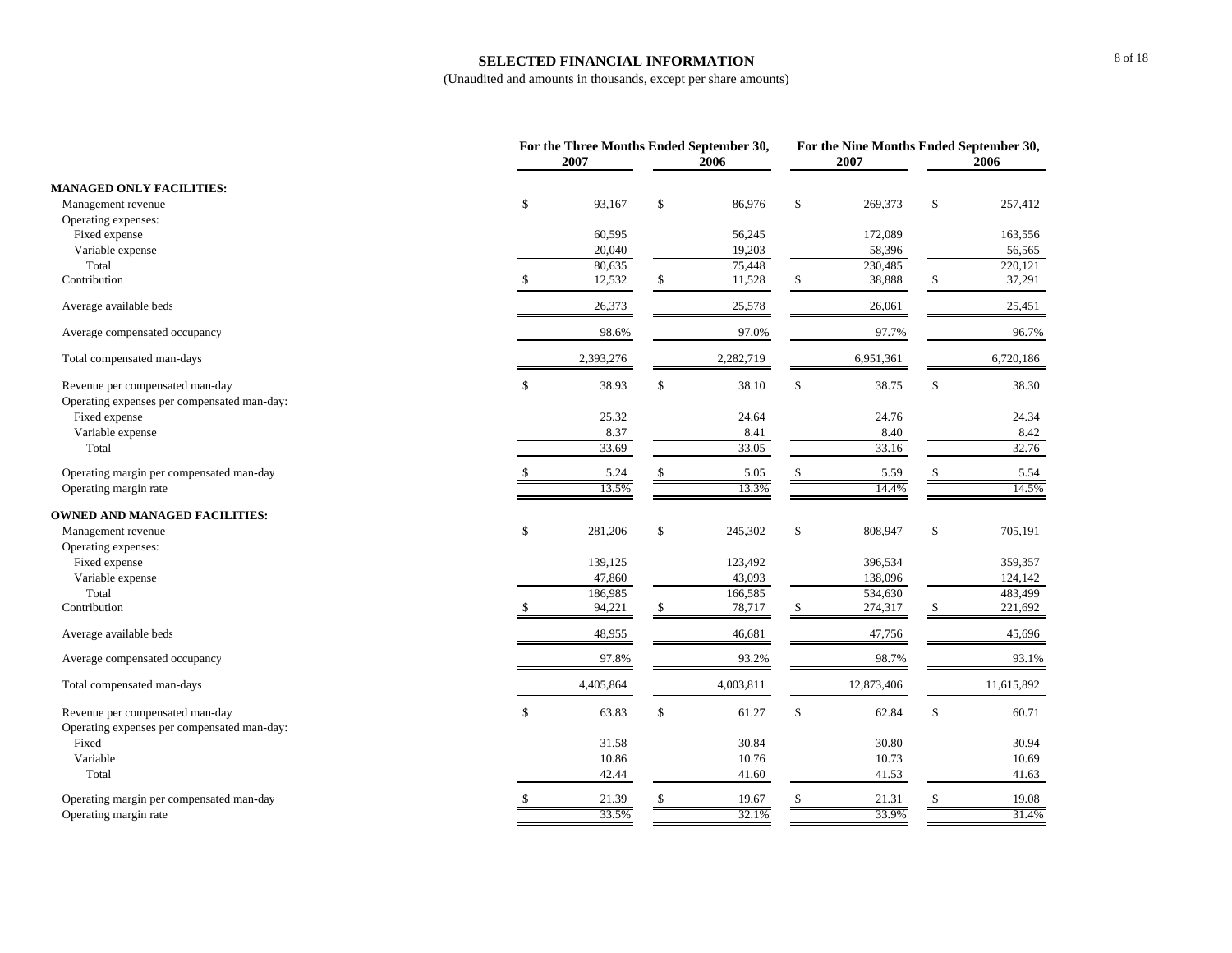# SELECTED FINANCIAL INFORMATION

(Unaudited and amounts in thousands, except per share amounts)

| | For the Three Months Ended September 30, | | For the Nine Months Ended September 30, | |
|---|---|---|---|---|
| | 2007 | 2006 | 2007 | 2006 |
| **MANAGED ONLY FACILITIES:** | | | | |
| Management revenue | $ 93,167 | $ 86,976 | $ 269,373 | $ 257,412 |
| Operating expenses: | | | | |
| Fixed expense | 60,595 | 56,245 | 172,089 | 163,556 |
| Variable expense | 20,040 | 19,203 | 58,396 | 56,565 |
| Total | 80,635 | 75,448 | 230,485 | 220,121 |
| Contribution | $ 12,532 | $ 11,528 | $ 38,888 | $ 37,291 |
| Average available beds | 26,373 | 25,578 | 26,061 | 25,451 |
| Average compensated occupancy | 98.6% | 97.0% | 97.7% | 96.7% |
| Total compensated man-days | 2,393,276 | 2,282,719 | 6,951,361 | 6,720,186 |
| Revenue per compensated man-day | $ 38.93 | $ 38.10 | $ 38.75 | $ 38.30 |
| Operating expenses per compensated man-day: | | | | |
| Fixed expense | 25.32 | 24.64 | 24.76 | 24.34 |
| Variable expense | 8.37 | 8.41 | 8.40 | 8.42 |
| Total | 33.69 | 33.05 | 33.16 | 32.76 |
| Operating margin per compensated man-day | $ 5.24 | $ 5.05 | $ 5.59 | $ 5.54 |
| Operating margin rate | 13.5% | 13.3% | 14.4% | 14.5% |
| **OWNED AND MANAGED FACILITIES:** | | | | |
| Management revenue | $ 281,206 | $ 245,302 | $ 808,947 | $ 705,191 |
| Operating expenses: | | | | |
| Fixed expense | 139,125 | 123,492 | 396,534 | 359,357 |
| Variable expense | 47,860 | 43,093 | 138,096 | 124,142 |
| Total | 186,985 | 166,585 | 534,630 | 483,499 |
| Contribution | $ 94,221 | $ 78,717 | $ 274,317 | $ 221,692 |
| Average available beds | 48,955 | 46,681 | 47,756 | 45,696 |
| Average compensated occupancy | 97.8% | 93.2% | 98.7% | 93.1% |
| Total compensated man-days | 4,405,864 | 4,003,811 | 12,873,406 | 11,615,892 |
| Revenue per compensated man-day | $ 63.83 | $ 61.27 | $ 62.84 | $ 60.71 |
| Operating expenses per compensated man-day: | | | | |
| Fixed | 31.58 | 30.84 | 30.80 | 30.94 |
| Variable | 10.86 | 10.76 | 10.73 | 10.69 |
| Total | 42.44 | 41.60 | 41.53 | 41.63 |
| Operating margin per compensated man-day | $ 21.39 | $ 19.67 | $ 21.31 | $ 19.08 |
| Operating margin rate | 33.5% | 32.1% | 33.9% | 31.4% |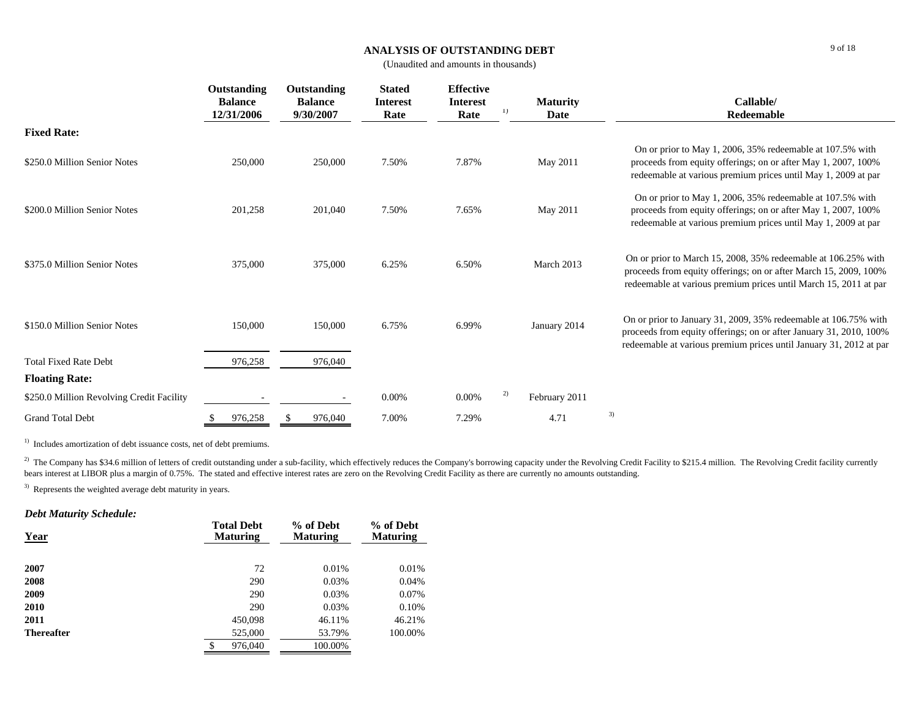## ANALYSIS OF OUTSTANDING DEBT

(Unaudited and amounts in thousands)

| | Outstanding Balance 12/31/2006 | Outstanding Balance 9/30/2007 | Stated Interest Rate | Effective Interest Rate [1] | Maturity Date | Callable/ Redeemable |
|---|---|---|---|---|---|---|
| **Fixed Rate:** | | | | | | |
| $250.0 Million Senior Notes | 250,000 | 250,000 | 7.50% | 7.87% | May 2011 | On or prior to May 1, 2006, 35% redeemable at 107.5% with proceeds from equity offerings; on or after May 1, 2007, 100% redeemable at various premium prices until May 1, 2009 at par |
| $200.0 Million Senior Notes | 201,258 | 201,040 | 7.50% | 7.65% | May 2011 | On or prior to May 1, 2006, 35% redeemable at 107.5% with proceeds from equity offerings; on or after May 1, 2007, 100% redeemable at various premium prices until May 1, 2009 at par |
| $375.0 Million Senior Notes | 375,000 | 375,000 | 6.25% | 6.50% | March 2013 | On or prior to March 15, 2008, 35% redeemable at 106.25% with proceeds from equity offerings; on or after March 15, 2009, 100% redeemable at various premium prices until March 15, 2011 at par |
| $150.0 Million Senior Notes | 150,000 | 150,000 | 6.75% | 6.99% | January 2014 | On or prior to January 31, 2009, 35% redeemable at 106.75% with proceeds from equity offerings; on or after January 31, 2010, 100% redeemable at various premium prices until January 31, 2012 at par |
| Total Fixed Rate Debt | 976,258 | 976,040 | | | | |
| **Floating Rate:** | | | | | | |
| $250.0 Million Revolving Credit Facility | - | - | 0.00% | 0.00% [2] | February 2011 | |
| Grand Total Debt | $ 976,258 | $ 976,040 | 7.00% | 7.29% | 4.71 [3] | |

[1] Includes amortization of debt issuance costs, net of debt premiums.

[2] The Company has $34.6 million of letters of credit outstanding under a sub-facility, which effectively reduces the Company's borrowing capacity under the Revolving Credit Facility to $215.4 million. The Revolving Credit facility currently bears interest at LIBOR plus a margin of 0.75%. The stated and effective interest rates are zero on the Revolving Credit Facility as there are currently no amounts outstanding.

[3] Represents the weighted average debt maturity in years.

### *Debt Maturity Schedule:*

| Year | Total Debt Maturing | % of Debt Maturing | % of Debt Maturing |
|---|---|---|---|
| **2007** | 72 | 0.01% | 0.01% |
| **2008** | 290 | 0.03% | 0.04% |
| **2009** | 290 | 0.03% | 0.07% |
| **2010** | 290 | 0.03% | 0.10% |
| **2011** | 450,098 | 46.11% | 46.21% |
| **Thereafter** | 525,000 | 53.79% | 100.00% |
| | $ 976,040 | 100.00% | |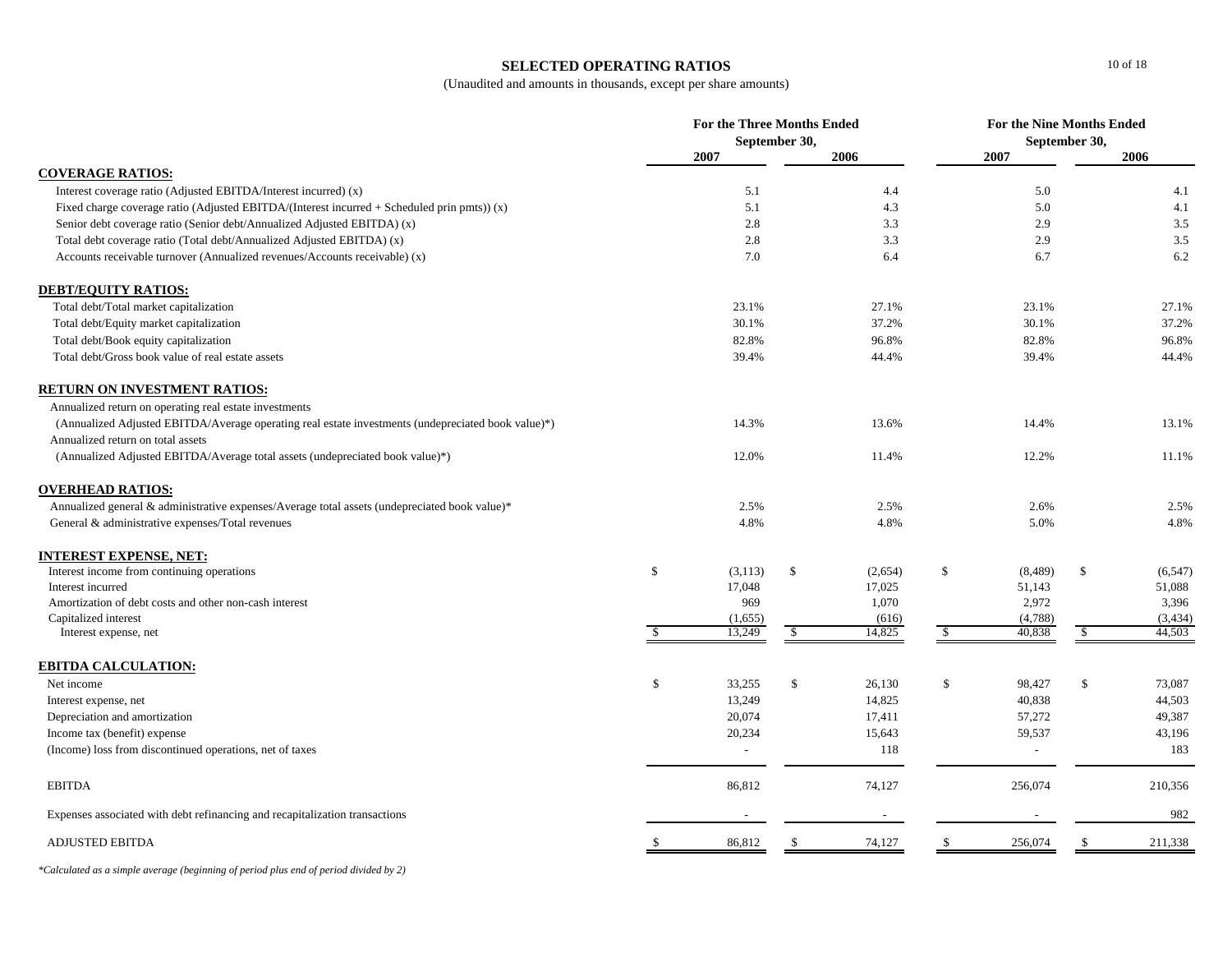# SELECTED OPERATING RATIOS

(Unaudited and amounts in thousands, except per share amounts)

| | For the Three Months Ended September 30, | | For the Nine Months Ended September 30, | |
|---|---|---|---|---|
| | 2007 | 2006 | 2007 | 2006 |
| **COVERAGE RATIOS:** | | | | |
| Interest coverage ratio (Adjusted EBITDA/Interest incurred) (x) | 5.1 | 4.4 | 5.0 | 4.1 |
| Fixed charge coverage ratio (Adjusted EBITDA/(Interest incurred + Scheduled prin pmts)) (x) | 5.1 | 4.3 | 5.0 | 4.1 |
| Senior debt coverage ratio (Senior debt/Annualized Adjusted EBITDA) (x) | 2.8 | 3.3 | 2.9 | 3.5 |
| Total debt coverage ratio (Total debt/Annualized Adjusted EBITDA) (x) | 2.8 | 3.3 | 2.9 | 3.5 |
| Accounts receivable turnover (Annualized revenues/Accounts receivable) (x) | 7.0 | 6.4 | 6.7 | 6.2 |
| **DEBT/EQUITY RATIOS:** | | | | |
| Total debt/Total market capitalization | 23.1% | 27.1% | 23.1% | 27.1% |
| Total debt/Equity market capitalization | 30.1% | 37.2% | 30.1% | 37.2% |
| Total debt/Book equity capitalization | 82.8% | 96.8% | 82.8% | 96.8% |
| Total debt/Gross book value of real estate assets | 39.4% | 44.4% | 39.4% | 44.4% |
| **RETURN ON INVESTMENT RATIOS:** | | | | |
| Annualized return on operating real estate investments (Annualized Adjusted EBITDA/Average operating real estate investments (undepreciated book value)*) | 14.3% | 13.6% | 14.4% | 13.1% |
| Annualized return on total assets (Annualized Adjusted EBITDA/Average total assets (undepreciated book value)*) | 12.0% | 11.4% | 12.2% | 11.1% |
| **OVERHEAD RATIOS:** | | | | |
| Annualized general & administrative expenses/Average total assets (undepreciated book value)* | 2.5% | 2.5% | 2.6% | 2.5% |
| General & administrative expenses/Total revenues | 4.8% | 4.8% | 5.0% | 4.8% |
| **INTEREST EXPENSE, NET:** | | | | |
| Interest income from continuing operations | $ (3,113) | $ (2,654) | $ (8,489) | $ (6,547) |
| Interest incurred | 17,048 | 17,025 | 51,143 | 51,088 |
| Amortization of debt costs and other non-cash interest | 969 | 1,070 | 2,972 | 3,396 |
| Capitalized interest | (1,655) | (616) | (4,788) | (3,434) |
| Interest expense, net | $ 13,249 | $ 14,825 | $ 40,838 | $ 44,503 |
| **EBITDA CALCULATION:** | | | | |
| Net income | $ 33,255 | $ 26,130 | $ 98,427 | $ 73,087 |
| Interest expense, net | 13,249 | 14,825 | 40,838 | 44,503 |
| Depreciation and amortization | 20,074 | 17,411 | 57,272 | 49,387 |
| Income tax (benefit) expense | 20,234 | 15,643 | 59,537 | 43,196 |
| (Income) loss from discontinued operations, net of taxes | - | 118 | - | 183 |
| EBITDA | 86,812 | 74,127 | 256,074 | 210,356 |
| Expenses associated with debt refinancing and recapitalization transactions | - | - | - | 982 |
| ADJUSTED EBITDA | $ 86,812 | $ 74,127 | $ 256,074 | $ 211,338 |

*\*Calculated as a simple average (beginning of period plus end of period divided by 2)*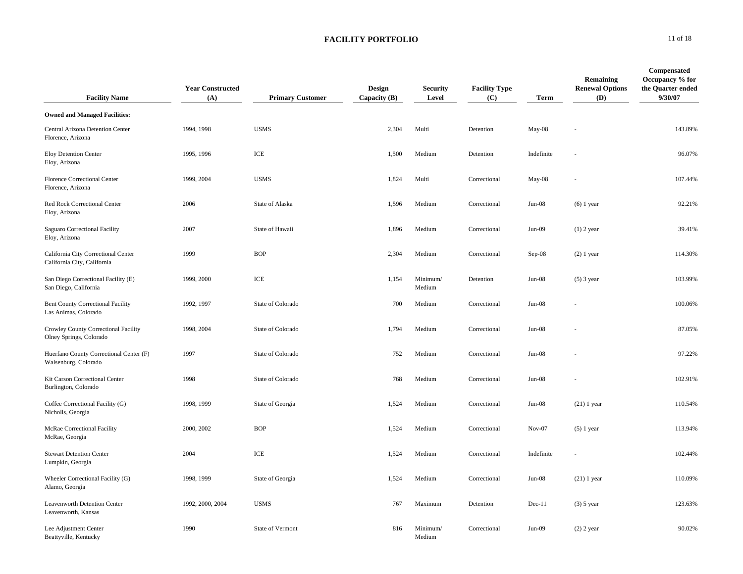# FACILITY PORTFOLIO

| Facility Name | Year Constructed (A) | Primary Customer | Design Capacity (B) | Security Level | Facility Type (C) | Term | Remaining Renewal Options (D) | Compensated Occupancy % for the Quarter ended 9/30/07 |
|---|---|---|---|---|---|---|---|---|
| **Owned and Managed Facilities:** | | | | | | | | |
| Central Arizona Detention Center<br>Florence, Arizona | 1994, 1998 | USMS | 2,304 | Multi | Detention | May-08 | - | 143.89% |
| Eloy Detention Center<br>Eloy, Arizona | 1995, 1996 | ICE | 1,500 | Medium | Detention | Indefinite | - | 96.07% |
| Florence Correctional Center<br>Florence, Arizona | 1999, 2004 | USMS | 1,824 | Multi | Correctional | May-08 | - | 107.44% |
| Red Rock Correctional Center<br>Eloy, Arizona | 2006 | State of Alaska | 1,596 | Medium | Correctional | Jun-08 | (6) 1 year | 92.21% |
| Saguaro Correctional Facility<br>Eloy, Arizona | 2007 | State of Hawaii | 1,896 | Medium | Correctional | Jun-09 | (1) 2 year | 39.41% |
| California City Correctional Center<br>California City, California | 1999 | BOP | 2,304 | Medium | Correctional | Sep-08 | (2) 1 year | 114.30% |
| San Diego Correctional Facility (E)<br>San Diego, California | 1999, 2000 | ICE | 1,154 | Minimum/ Medium | Detention | Jun-08 | (5) 3 year | 103.99% |
| Bent County Correctional Facility<br>Las Animas, Colorado | 1992, 1997 | State of Colorado | 700 | Medium | Correctional | Jun-08 | - | 100.06% |
| Crowley County Correctional Facility<br>Olney Springs, Colorado | 1998, 2004 | State of Colorado | 1,794 | Medium | Correctional | Jun-08 | - | 87.05% |
| Huerfano County Correctional Center (F)<br>Walsenburg, Colorado | 1997 | State of Colorado | 752 | Medium | Correctional | Jun-08 | - | 97.22% |
| Kit Carson Correctional Center<br>Burlington, Colorado | 1998 | State of Colorado | 768 | Medium | Correctional | Jun-08 | - | 102.91% |
| Coffee Correctional Facility (G)<br>Nicholls, Georgia | 1998, 1999 | State of Georgia | 1,524 | Medium | Correctional | Jun-08 | (21) 1 year | 110.54% |
| McRae Correctional Facility<br>McRae, Georgia | 2000, 2002 | BOP | 1,524 | Medium | Correctional | Nov-07 | (5) 1 year | 113.94% |
| Stewart Detention Center<br>Lumpkin, Georgia | 2004 | ICE | 1,524 | Medium | Correctional | Indefinite | - | 102.44% |
| Wheeler Correctional Facility (G)<br>Alamo, Georgia | 1998, 1999 | State of Georgia | 1,524 | Medium | Correctional | Jun-08 | (21) 1 year | 110.09% |
| Leavenworth Detention Center<br>Leavenworth, Kansas | 1992, 2000, 2004 | USMS | 767 | Maximum | Detention | Dec-11 | (3) 5 year | 123.63% |
| Lee Adjustment Center<br>Beattyville, Kentucky | 1990 | State of Vermont | 816 | Minimum/ Medium | Correctional | Jun-09 | (2) 2 year | 90.02% |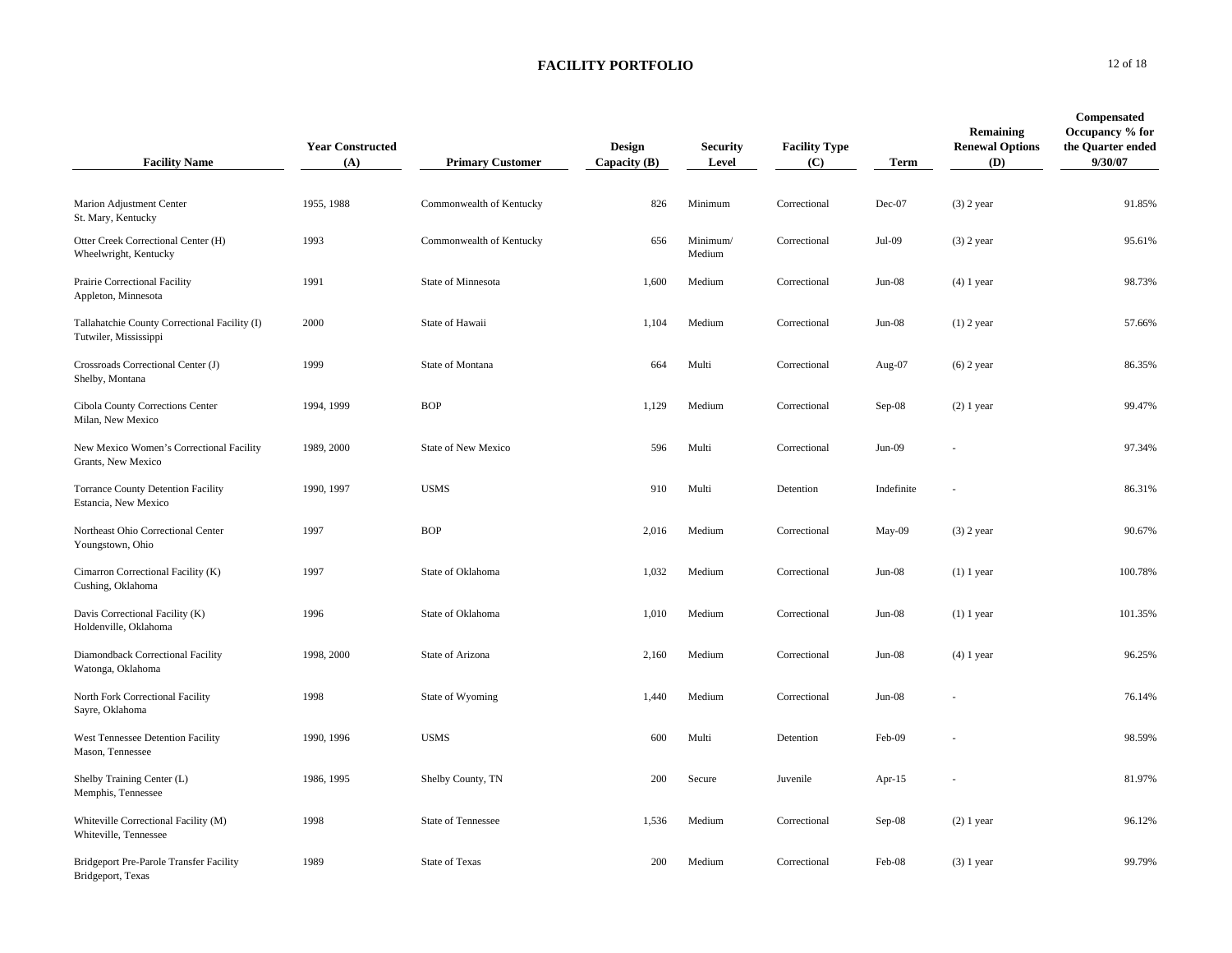# FACILITY PORTFOLIO

| Facility Name | Year Constructed (A) | Primary Customer | Design Capacity (B) | Security Level | Facility Type (C) | Term | Remaining Renewal Options (D) | Compensated Occupancy % for the Quarter ended 9/30/07 |
|---|---|---|---|---|---|---|---|---|
| Marion Adjustment Center<br>St. Mary, Kentucky | 1955, 1988 | Commonwealth of Kentucky | 826 | Minimum | Correctional | Dec-07 | (3) 2 year | 91.85% |
| Otter Creek Correctional Center (H)<br>Wheelwright, Kentucky | 1993 | Commonwealth of Kentucky | 656 | Minimum/ Medium | Correctional | Jul-09 | (3) 2 year | 95.61% |
| Prairie Correctional Facility<br>Appleton, Minnesota | 1991 | State of Minnesota | 1,600 | Medium | Correctional | Jun-08 | (4) 1 year | 98.73% |
| Tallahatchie County Correctional Facility (I)<br>Tutwiler, Mississippi | 2000 | State of Hawaii | 1,104 | Medium | Correctional | Jun-08 | (1) 2 year | 57.66% |
| Crossroads Correctional Center (J)<br>Shelby, Montana | 1999 | State of Montana | 664 | Multi | Correctional | Aug-07 | (6) 2 year | 86.35% |
| Cibola County Corrections Center<br>Milan, New Mexico | 1994, 1999 | BOP | 1,129 | Medium | Correctional | Sep-08 | (2) 1 year | 99.47% |
| New Mexico Women's Correctional Facility<br>Grants, New Mexico | 1989, 2000 | State of New Mexico | 596 | Multi | Correctional | Jun-09 | - | 97.34% |
| Torrance County Detention Facility<br>Estancia, New Mexico | 1990, 1997 | USMS | 910 | Multi | Detention | Indefinite | - | 86.31% |
| Northeast Ohio Correctional Center<br>Youngstown, Ohio | 1997 | BOP | 2,016 | Medium | Correctional | May-09 | (3) 2 year | 90.67% |
| Cimarron Correctional Facility (K)<br>Cushing, Oklahoma | 1997 | State of Oklahoma | 1,032 | Medium | Correctional | Jun-08 | (1) 1 year | 100.78% |
| Davis Correctional Facility (K)<br>Holdenville, Oklahoma | 1996 | State of Oklahoma | 1,010 | Medium | Correctional | Jun-08 | (1) 1 year | 101.35% |
| Diamondback Correctional Facility<br>Watonga, Oklahoma | 1998, 2000 | State of Arizona | 2,160 | Medium | Correctional | Jun-08 | (4) 1 year | 96.25% |
| North Fork Correctional Facility<br>Sayre, Oklahoma | 1998 | State of Wyoming | 1,440 | Medium | Correctional | Jun-08 | - | 76.14% |
| West Tennessee Detention Facility<br>Mason, Tennessee | 1990, 1996 | USMS | 600 | Multi | Detention | Feb-09 | - | 98.59% |
| Shelby Training Center (L)<br>Memphis, Tennessee | 1986, 1995 | Shelby County, TN | 200 | Secure | Juvenile | Apr-15 | - | 81.97% |
| Whiteville Correctional Facility (M)<br>Whiteville, Tennessee | 1998 | State of Tennessee | 1,536 | Medium | Correctional | Sep-08 | (2) 1 year | 96.12% |
| Bridgeport Pre-Parole Transfer Facility<br>Bridgeport, Texas | 1989 | State of Texas | 200 | Medium | Correctional | Feb-08 | (3) 1 year | 99.79% |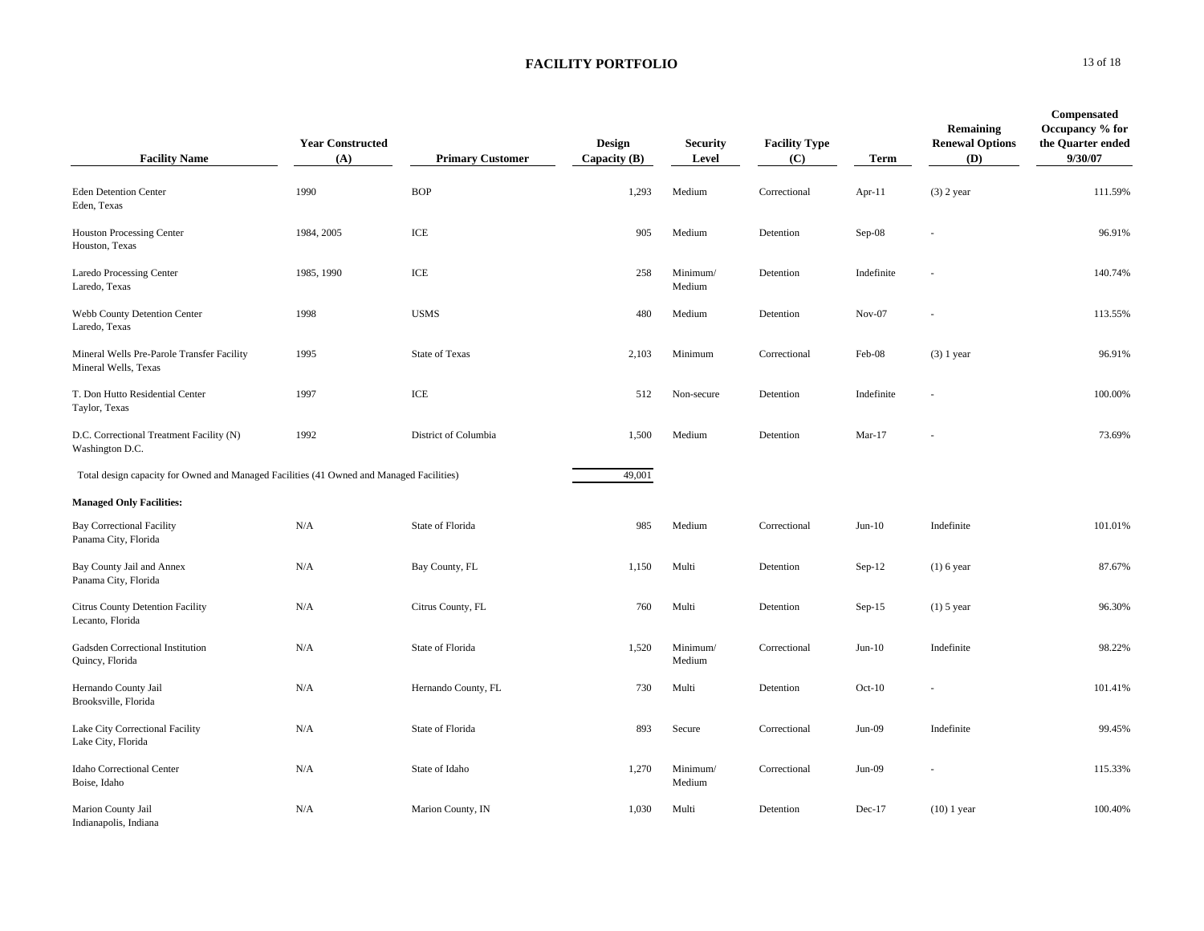# FACILITY PORTFOLIO

| Facility Name | Year Constructed (A) | Primary Customer | Design Capacity (B) | Security Level | Facility Type (C) | Term | Remaining Renewal Options (D) | Compensated Occupancy % for the Quarter ended 9/30/07 |
|---|---|---|---|---|---|---|---|---|
| Eden Detention Center<br>Eden, Texas | 1990 | BOP | 1,293 | Medium | Correctional | Apr-11 | (3) 2 year | 111.59% |
| Houston Processing Center<br>Houston, Texas | 1984, 2005 | ICE | 905 | Medium | Detention | Sep-08 | - | 96.91% |
| Laredo Processing Center<br>Laredo, Texas | 1985, 1990 | ICE | 258 | Minimum/ Medium | Detention | Indefinite | - | 140.74% |
| Webb County Detention Center<br>Laredo, Texas | 1998 | USMS | 480 | Medium | Detention | Nov-07 | - | 113.55% |
| Mineral Wells Pre-Parole Transfer Facility<br>Mineral Wells, Texas | 1995 | State of Texas | 2,103 | Minimum | Correctional | Feb-08 | (3) 1 year | 96.91% |
| T. Don Hutto Residential Center<br>Taylor, Texas | 1997 | ICE | 512 | Non-secure | Detention | Indefinite | - | 100.00% |
| D.C. Correctional Treatment Facility (N)<br>Washington D.C. | 1992 | District of Columbia | 1,500 | Medium | Detention | Mar-17 | - | 73.69% |
| Total design capacity for Owned and Managed Facilities (41 Owned and Managed Facilities) | | | 49,001 | | | | | |
| **Managed Only Facilities:** | | | | | | | | |
| Bay Correctional Facility<br>Panama City, Florida | N/A | State of Florida | 985 | Medium | Correctional | Jun-10 | Indefinite | 101.01% |
| Bay County Jail and Annex<br>Panama City, Florida | N/A | Bay County, FL | 1,150 | Multi | Detention | Sep-12 | (1) 6 year | 87.67% |
| Citrus County Detention Facility<br>Lecanto, Florida | N/A | Citrus County, FL | 760 | Multi | Detention | Sep-15 | (1) 5 year | 96.30% |
| Gadsden Correctional Institution<br>Quincy, Florida | N/A | State of Florida | 1,520 | Minimum/ Medium | Correctional | Jun-10 | Indefinite | 98.22% |
| Hernando County Jail<br>Brooksville, Florida | N/A | Hernando County, FL | 730 | Multi | Detention | Oct-10 | - | 101.41% |
| Lake City Correctional Facility<br>Lake City, Florida | N/A | State of Florida | 893 | Secure | Correctional | Jun-09 | Indefinite | 99.45% |
| Idaho Correctional Center<br>Boise, Idaho | N/A | State of Idaho | 1,270 | Minimum/ Medium | Correctional | Jun-09 | - | 115.33% |
| Marion County Jail<br>Indianapolis, Indiana | N/A | Marion County, IN | 1,030 | Multi | Detention | Dec-17 | (10) 1 year | 100.40% |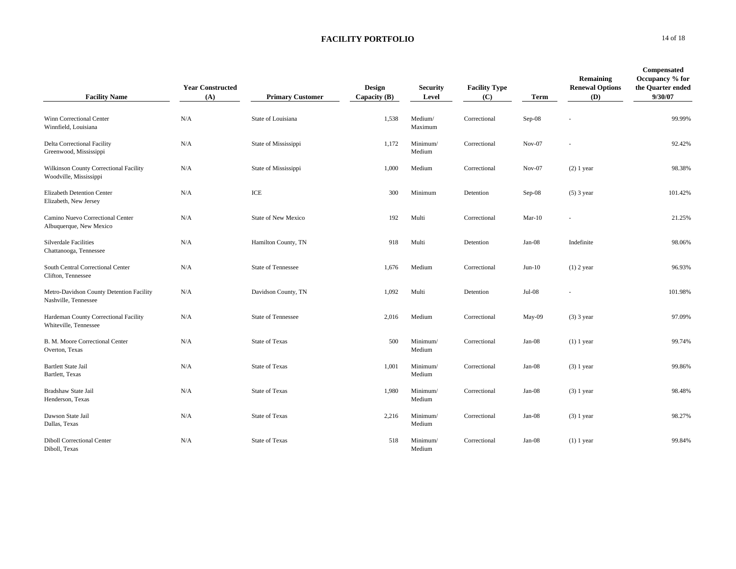# FACILITY PORTFOLIO

| Facility Name | Year Constructed (A) | Primary Customer | Design Capacity (B) | Security Level | Facility Type (C) | Term | Remaining Renewal Options (D) | Compensated Occupancy % for the Quarter ended 9/30/07 |
|---|---|---|---|---|---|---|---|---|
| Winn Correctional Center<br>Winnfield, Louisiana | N/A | State of Louisiana | 1,538 | Medium/ Maximum | Correctional | Sep-08 | - | 99.99% |
| Delta Correctional Facility<br>Greenwood, Mississippi | N/A | State of Mississippi | 1,172 | Minimum/ Medium | Correctional | Nov-07 | - | 92.42% |
| Wilkinson County Correctional Facility<br>Woodville, Mississippi | N/A | State of Mississippi | 1,000 | Medium | Correctional | Nov-07 | (2) 1 year | 98.38% |
| Elizabeth Detention Center<br>Elizabeth, New Jersey | N/A | ICE | 300 | Minimum | Detention | Sep-08 | (5) 3 year | 101.42% |
| Camino Nuevo Correctional Center<br>Albuquerque, New Mexico | N/A | State of New Mexico | 192 | Multi | Correctional | Mar-10 | - | 21.25% |
| Silverdale Facilities<br>Chattanooga, Tennessee | N/A | Hamilton County, TN | 918 | Multi | Detention | Jan-08 | Indefinite | 98.06% |
| South Central Correctional Center<br>Clifton, Tennessee | N/A | State of Tennessee | 1,676 | Medium | Correctional | Jun-10 | (1) 2 year | 96.93% |
| Metro-Davidson County Detention Facility<br>Nashville, Tennessee | N/A | Davidson County, TN | 1,092 | Multi | Detention | Jul-08 | - | 101.98% |
| Hardeman County Correctional Facility<br>Whiteville, Tennessee | N/A | State of Tennessee | 2,016 | Medium | Correctional | May-09 | (3) 3 year | 97.09% |
| B. M. Moore Correctional Center<br>Overton, Texas | N/A | State of Texas | 500 | Minimum/ Medium | Correctional | Jan-08 | (1) 1 year | 99.74% |
| Bartlett State Jail<br>Bartlett, Texas | N/A | State of Texas | 1,001 | Minimum/ Medium | Correctional | Jan-08 | (3) 1 year | 99.86% |
| Bradshaw State Jail<br>Henderson, Texas | N/A | State of Texas | 1,980 | Minimum/ Medium | Correctional | Jan-08 | (3) 1 year | 98.48% |
| Dawson State Jail<br>Dallas, Texas | N/A | State of Texas | 2,216 | Minimum/ Medium | Correctional | Jan-08 | (3) 1 year | 98.27% |
| Diboll Correctional Center<br>Diboll, Texas | N/A | State of Texas | 518 | Minimum/ Medium | Correctional | Jan-08 | (1) 1 year | 99.84% |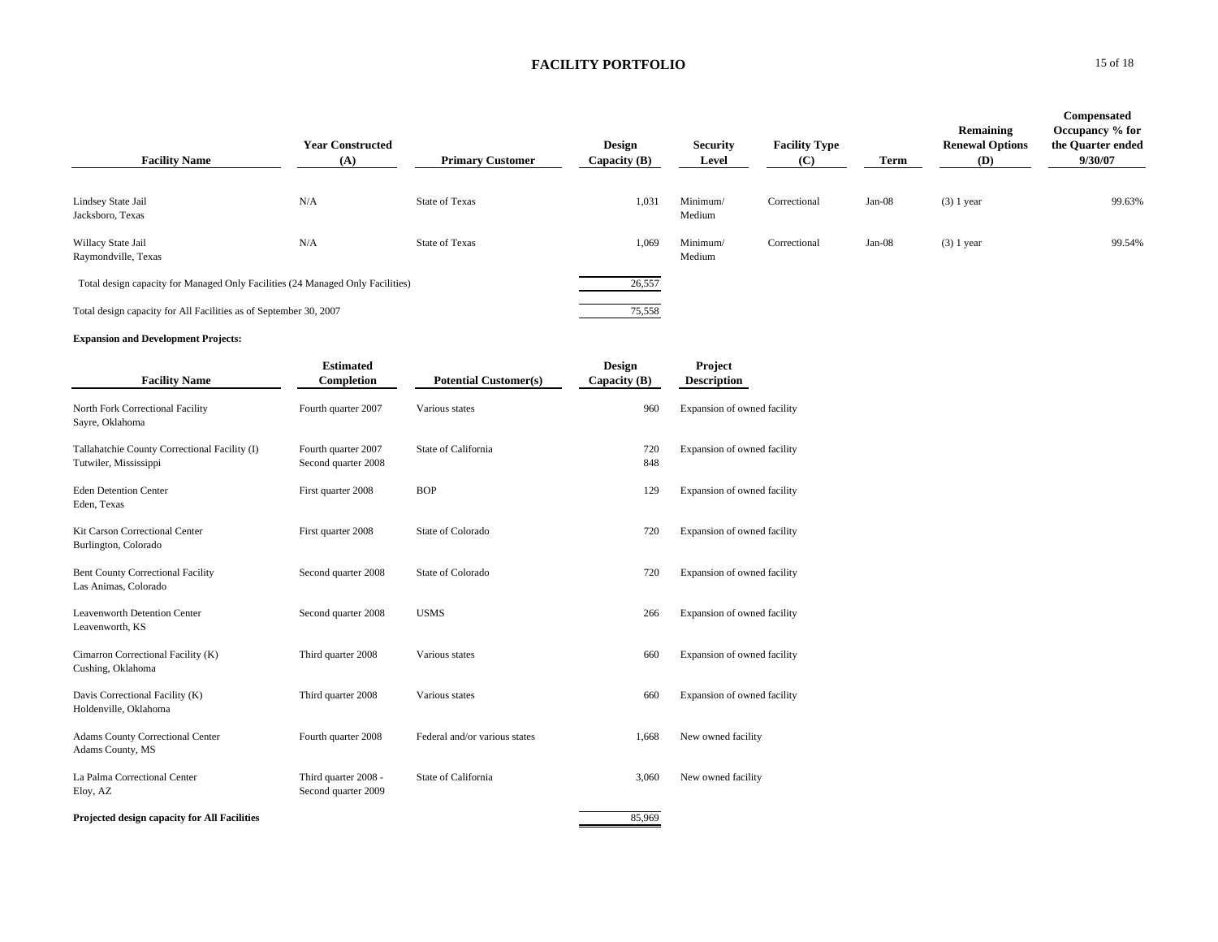# FACILITY PORTFOLIO

| Facility Name | Year Constructed (A) | Primary Customer | Design Capacity (B) | Security Level | Facility Type (C) | Term | Remaining Renewal Options (D) | Compensated Occupancy % for the Quarter ended 9/30/07 |
|---|---|---|---|---|---|---|---|---|
| Lindsey State Jail<br>Jacksboro, Texas | N/A | State of Texas | 1,031 | Minimum/<br>Medium | Correctional | Jan-08 | (3) 1 year | 99.63% |
| Willacy State Jail<br>Raymondville, Texas | N/A | State of Texas | 1,069 | Minimum/<br>Medium | Correctional | Jan-08 | (3) 1 year | 99.54% |
| Total design capacity for Managed Only Facilities (24 Managed Only Facilities) | | | 26,557 | | | | | |
| Total design capacity for All Facilities as of September 30, 2007 | | | 75,558 | | | | | |

**Expansion and Development Projects:**

| Facility Name | Estimated Completion | Potential Customer(s) | Design Capacity (B) | Project Description |
|---|---|---|---|---|
| North Fork Correctional Facility<br>Sayre, Oklahoma | Fourth quarter 2007 | Various states | 960 | Expansion of owned facility |
| Tallahatchie County Correctional Facility (I)<br>Tutwiler, Mississippi | Fourth quarter 2007<br>Second quarter 2008 | State of California | 720<br>848 | Expansion of owned facility |
| Eden Detention Center<br>Eden, Texas | First quarter 2008 | BOP | 129 | Expansion of owned facility |
| Kit Carson Correctional Center<br>Burlington, Colorado | First quarter 2008 | State of Colorado | 720 | Expansion of owned facility |
| Bent County Correctional Facility<br>Las Animas, Colorado | Second quarter 2008 | State of Colorado | 720 | Expansion of owned facility |
| Leavenworth Detention Center<br>Leavenworth, KS | Second quarter 2008 | USMS | 266 | Expansion of owned facility |
| Cimarron Correctional Facility (K)<br>Cushing, Oklahoma | Third quarter 2008 | Various states | 660 | Expansion of owned facility |
| Davis Correctional Facility (K)<br>Holdenville, Oklahoma | Third quarter 2008 | Various states | 660 | Expansion of owned facility |
| Adams County Correctional Center<br>Adams County, MS | Fourth quarter 2008 | Federal and/or various states | 1,668 | New owned facility |
| La Palma Correctional Center<br>Eloy, AZ | Third quarter 2008 -<br>Second quarter 2009 | State of California | 3,060 | New owned facility |
| **Projected design capacity for All Facilities** | | | 85,969 | |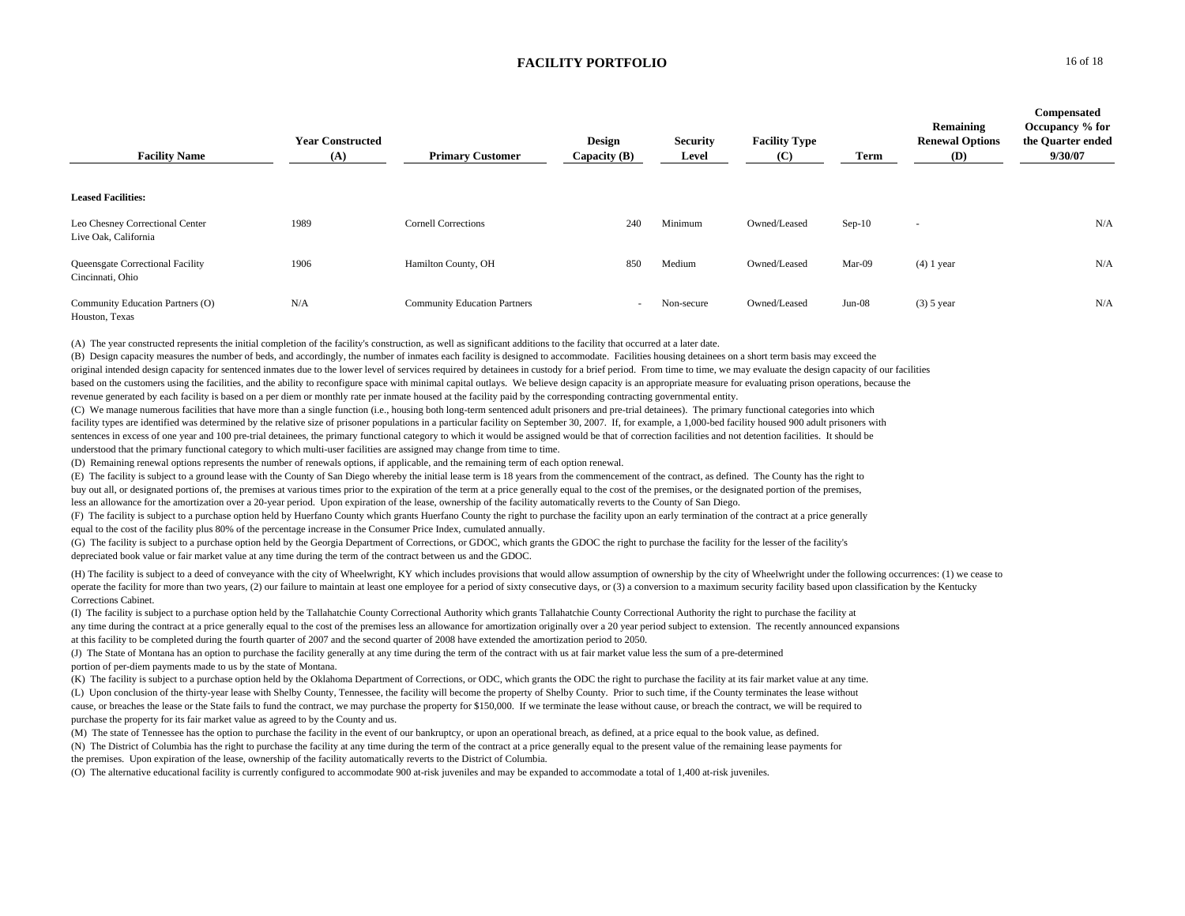# FACILITY PORTFOLIO

| Facility Name | Year Constructed (A) | Primary Customer | Design Capacity (B) | Security Level | Facility Type (C) | Term | Remaining Renewal Options (D) | Compensated Occupancy % for the Quarter ended 9/30/07 |
|---|---|---|---|---|---|---|---|---|
| **Leased Facilities:** | | | | | | | | |
| Leo Chesney Correctional Center<br>Live Oak, California | 1989 | Cornell Corrections | 240 | Minimum | Owned/Leased | Sep-10 | - | N/A |
| Queensgate Correctional Facility<br>Cincinnati, Ohio | 1906 | Hamilton County, OH | 850 | Medium | Owned/Leased | Mar-09 | (4) 1 year | N/A |
| Community Education Partners (O)<br>Houston, Texas | N/A | Community Education Partners | - | Non-secure | Owned/Leased | Jun-08 | (3) 5 year | N/A |

(A) The year constructed represents the initial completion of the facility's construction, as well as significant additions to the facility that occurred at a later date.

(B) Design capacity measures the number of beds, and accordingly, the number of inmates each facility is designed to accommodate. Facilities housing detainees on a short term basis may exceed the original intended design capacity for sentenced inmates due to the lower level of services required by detainees in custody for a brief period. From time to time, we may evaluate the design capacity of our facilities based on the customers using the facilities, and the ability to reconfigure space with minimal capital outlays. We believe design capacity is an appropriate measure for evaluating prison operations, because the revenue generated by each facility is based on a per diem or monthly rate per inmate housed at the facility paid by the corresponding contracting governmental entity.

(C) We manage numerous facilities that have more than a single function (i.e., housing both long-term sentenced adult prisoners and pre-trial detainees). The primary functional categories into which facility types are identified was determined by the relative size of prisoner populations in a particular facility on September 30, 2007. If, for example, a 1,000-bed facility housed 900 adult prisoners with sentences in excess of one year and 100 pre-trial detainees, the primary functional category to which it would be assigned would be that of correction facilities and not detention facilities. It should be understood that the primary functional category to which multi-user facilities are assigned may change from time to time.

(D) Remaining renewal options represents the number of renewals options, if applicable, and the remaining term of each option renewal.

(E) The facility is subject to a ground lease with the County of San Diego whereby the initial lease term is 18 years from the commencement of the contract, as defined. The County has the right to buy out all, or designated portions of, the premises at various times prior to the expiration of the term at a price generally equal to the cost of the premises, or the designated portion of the premises, less an allowance for the amortization over a 20-year period. Upon expiration of the lease, ownership of the facility automatically reverts to the County of San Diego.

(F) The facility is subject to a purchase option held by Huerfano County which grants Huerfano County the right to purchase the facility upon an early termination of the contract at a price generally equal to the cost of the facility plus 80% of the percentage increase in the Consumer Price Index, cumulated annually.

(G) The facility is subject to a purchase option held by the Georgia Department of Corrections, or GDOC, which grants the GDOC the right to purchase the facility for the lesser of the facility's depreciated book value or fair market value at any time during the term of the contract between us and the GDOC.

(H) The facility is subject to a deed of conveyance with the city of Wheelwright, KY which includes provisions that would allow assumption of ownership by the city of Wheelwright under the following occurrences: (1) we cease to operate the facility for more than two years, (2) our failure to maintain at least one employee for a period of sixty consecutive days, or (3) a conversion to a maximum security facility based upon classification by the Kentucky Corrections Cabinet.

(I) The facility is subject to a purchase option held by the Tallahatchie County Correctional Authority which grants Tallahatchie County Correctional Authority the right to purchase the facility at any time during the contract at a price generally equal to the cost of the premises less an allowance for amortization originally over a 20 year period subject to extension. The recently announced expansions at this facility to be completed during the fourth quarter of 2007 and the second quarter of 2008 have extended the amortization period to 2050.

(J) The State of Montana has an option to purchase the facility generally at any time during the term of the contract with us at fair market value less the sum of a pre-determined portion of per-diem payments made to us by the state of Montana.

(K) The facility is subject to a purchase option held by the Oklahoma Department of Corrections, or ODC, which grants the ODC the right to purchase the facility at its fair market value at any time.

(L) Upon conclusion of the thirty-year lease with Shelby County, Tennessee, the facility will become the property of Shelby County. Prior to such time, if the County terminates the lease without cause, or breaches the lease or the State fails to fund the contract, we may purchase the property for $150,000. If we terminate the lease without cause, or breach the contract, we will be required to purchase the property for its fair market value as agreed to by the County and us.

(M) The state of Tennessee has the option to purchase the facility in the event of our bankruptcy, or upon an operational breach, as defined, at a price equal to the book value, as defined.

(N) The District of Columbia has the right to purchase the facility at any time during the term of the contract at a price generally equal to the present value of the remaining lease payments for the premises. Upon expiration of the lease, ownership of the facility automatically reverts to the District of Columbia.

(O) The alternative educational facility is currently configured to accommodate 900 at-risk juveniles and may be expanded to accommodate a total of 1,400 at-risk juveniles.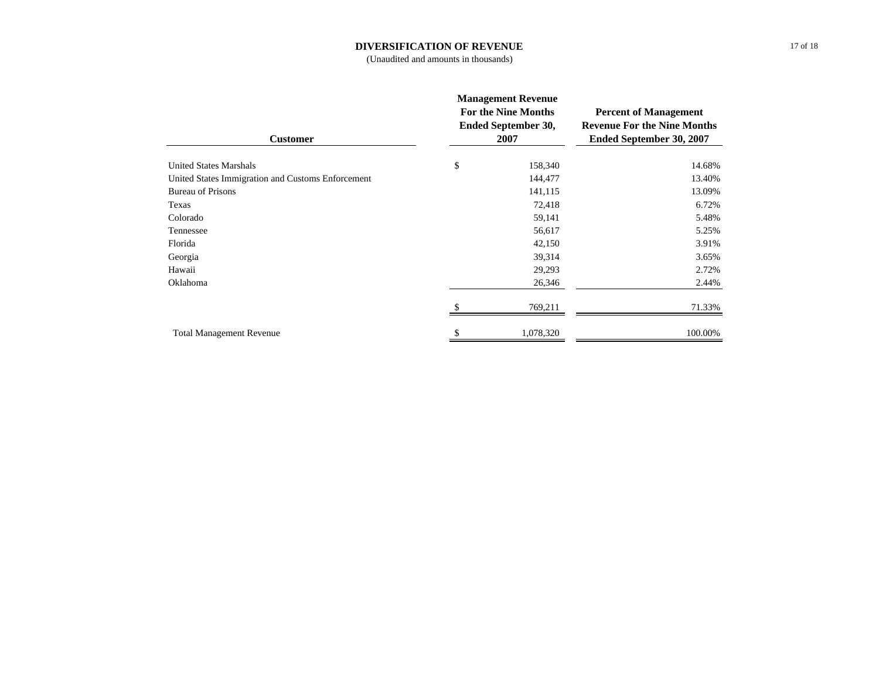## DIVERSIFICATION OF REVENUE

(Unaudited and amounts in thousands)

| Customer | Management Revenue For the Nine Months Ended September 30, 2007 | Percent of Management Revenue For the Nine Months Ended September 30, 2007 |
|---|---|---|
| United States Marshals | $ 158,340 | 14.68% |
| United States Immigration and Customs Enforcement | 144,477 | 13.40% |
| Bureau of Prisons | 141,115 | 13.09% |
| Texas | 72,418 | 6.72% |
| Colorado | 59,141 | 5.48% |
| Tennessee | 56,617 | 5.25% |
| Florida | 42,150 | 3.91% |
| Georgia | 39,314 | 3.65% |
| Hawaii | 29,293 | 2.72% |
| Oklahoma | 26,346 | 2.44% |
| | $ 769,211 | 71.33% |
| Total Management Revenue | $ 1,078,320 | 100.00% |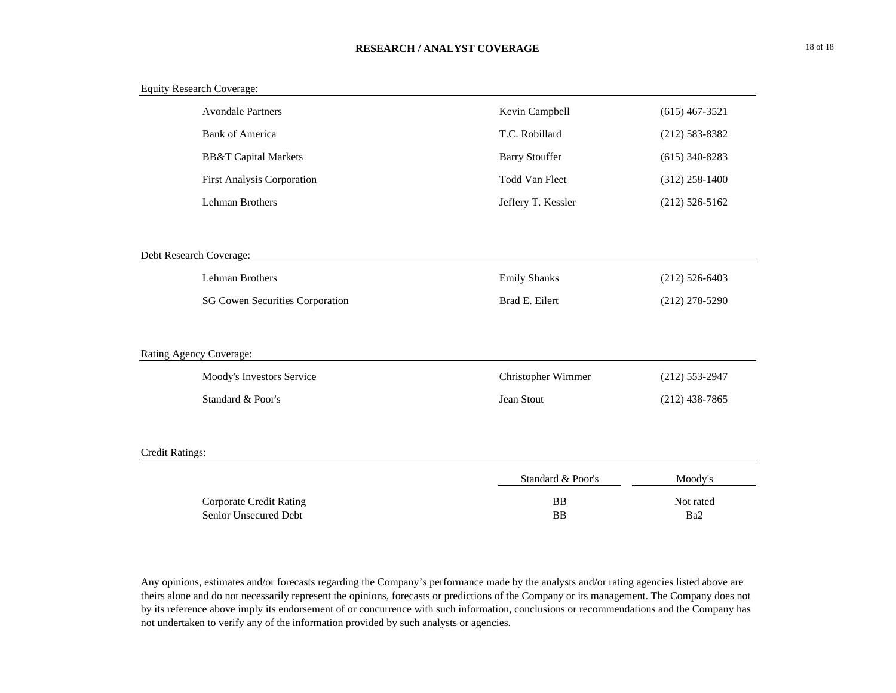# RESEARCH / ANALYST COVERAGE

## Equity Research Coverage:

| | | |
|---|---|---|
| Avondale Partners | Kevin Campbell | (615) 467-3521 |
| Bank of America | T.C. Robillard | (212) 583-8382 |
| BB&T Capital Markets | Barry Stouffer | (615) 340-8283 |
| First Analysis Corporation | Todd Van Fleet | (312) 258-1400 |
| Lehman Brothers | Jeffery T. Kessler | (212) 526-5162 |

## Debt Research Coverage:

| | | |
|---|---|---|
| Lehman Brothers | Emily Shanks | (212) 526-6403 |
| SG Cowen Securities Corporation | Brad E. Eilert | (212) 278-5290 |

## Rating Agency Coverage:

| | | |
|---|---|---|
| Moody's Investors Service | Christopher Wimmer | (212) 553-2947 |
| Standard & Poor's | Jean Stout | (212) 438-7865 |

## Credit Ratings:

| | Standard & Poor's | Moody's |
|---|---|---|
| Corporate Credit Rating | BB | Not rated |
| Senior Unsecured Debt | BB | Ba2 |

Any opinions, estimates and/or forecasts regarding the Company's performance made by the analysts and/or rating agencies listed above are theirs alone and do not necessarily represent the opinions, forecasts or predictions of the Company or its management. The Company does not by its reference above imply its endorsement of or concurrence with such information, conclusions or recommendations and the Company has not undertaken to verify any of the information provided by such analysts or agencies.